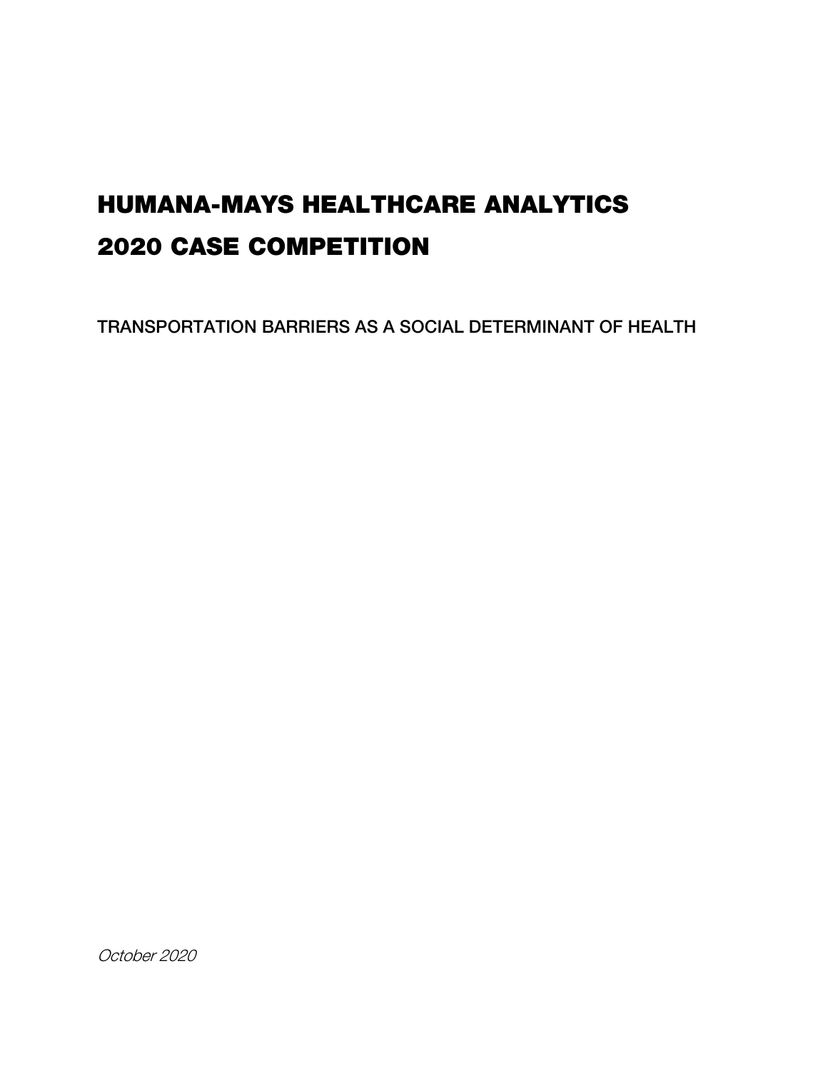# HUMANA-MAYS HEALTHCARE ANALYTICS 2020 CASE COMPETITION

TRANSPORTATION BARRIERS AS A SOCIAL DETERMINANT OF HEALTH

*October 2020*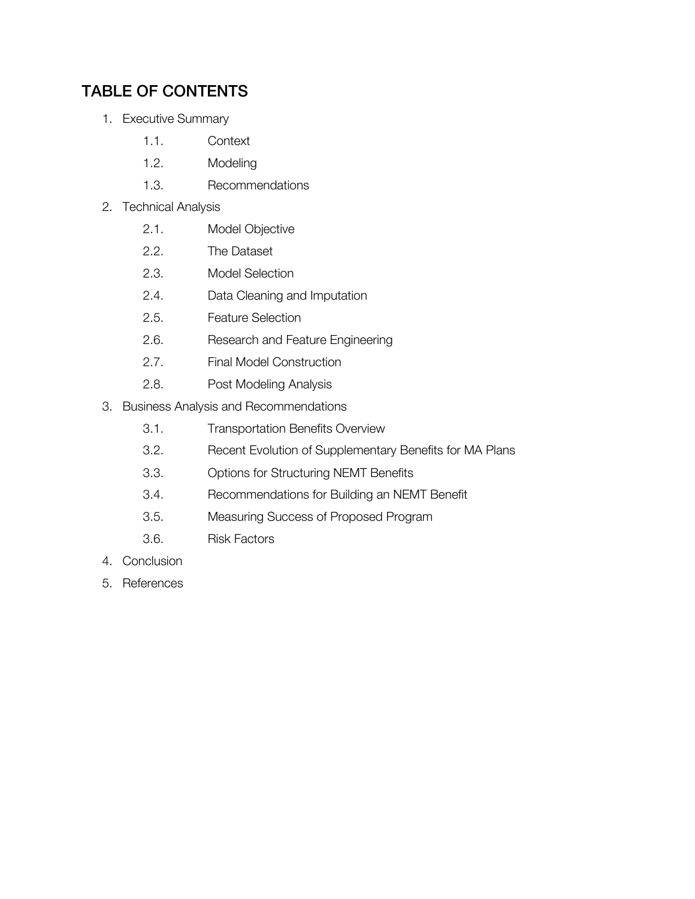# TABLE OF CONTENTS

1. Executive Summary
    - 1.1. Context
    - 1.2. Modeling
    - 1.3. Recommendations
2. Technical Analysis
    - 2.1. Model Objective
    - 2.2. The Dataset
    - 2.3. Model Selection
    - 2.4. Data Cleaning and Imputation
    - 2.5. Feature Selection
    - 2.6. Research and Feature Engineering
    - 2.7. Final Model Construction
    - 2.8. Post Modeling Analysis
3. Business Analysis and Recommendations
    - 3.1. Transportation Benefits Overview
    - 3.2. Recent Evolution of Supplementary Benefits for MA Plans
    - 3.3. Options for Structuring NEMT Benefits
    - 3.4. Recommendations for Building an NEMT Benefit
    - 3.5. Measuring Success of Proposed Program
    - 3.6. Risk Factors
4. Conclusion
5. References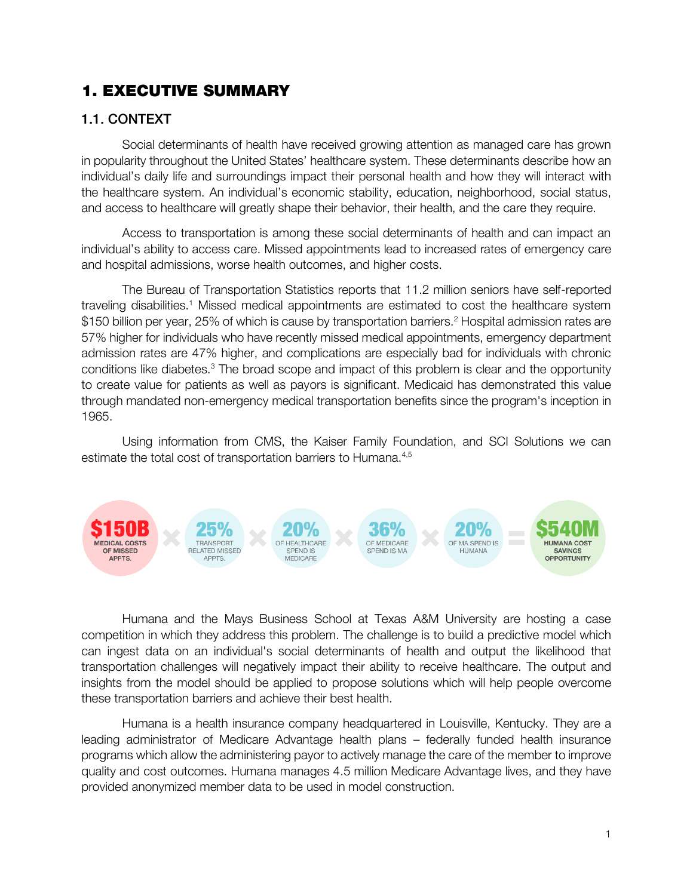# 1. EXECUTIVE SUMMARY

## 1.1. CONTEXT

Social determinants of health have received growing attention as managed care has grown in popularity throughout the United States' healthcare system. These determinants describe how an individual's daily life and surroundings impact their personal health and how they will interact with the healthcare system. An individual's economic stability, education, neighborhood, social status, and access to healthcare will greatly shape their behavior, their health, and the care they require.

Access to transportation is among these social determinants of health and can impact an individual's ability to access care. Missed appointments lead to increased rates of emergency care and hospital admissions, worse health outcomes, and higher costs.

The Bureau of Transportation Statistics reports that 11.2 million seniors have self-reported traveling disabilities.[1] Missed medical appointments are estimated to cost the healthcare system $150 billion per year, 25% of which is cause by transportation barriers.[2] Hospital admission rates are 57% higher for individuals who have recently missed medical appointments, emergency department admission rates are 47% higher, and complications are especially bad for individuals with chronic conditions like diabetes.[3] The broad scope and impact of this problem is clear and the opportunity to create value for patients as well as payors is significant. Medicaid has demonstrated this value through mandated non-emergency medical transportation benefits since the program's inception in 1965.

Using information from CMS, the Kaiser Family Foundation, and SCI Solutions we can estimate the total cost of transportation barriers to Humana.[4,5]

**$150B** MEDICAL COSTS OF MISSED APPTS. × **25%** TRANSPORT RELATED MISSED APPTS. × **20%** OF HEALTHCARE SPEND IS MEDICARE × **36%** OF MEDICARE SPEND IS MA × **20%** OF MA SPEND IS HUMANA = **$540M** HUMANA COST SAVINGS OPPORTUNITY

Humana and the Mays Business School at Texas A&M University are hosting a case competition in which they address this problem. The challenge is to build a predictive model which can ingest data on an individual's social determinants of health and output the likelihood that transportation challenges will negatively impact their ability to receive healthcare. The output and insights from the model should be applied to propose solutions which will help people overcome these transportation barriers and achieve their best health.

Humana is a health insurance company headquartered in Louisville, Kentucky. They are a leading administrator of Medicare Advantage health plans – federally funded health insurance programs which allow the administering payor to actively manage the care of the member to improve quality and cost outcomes. Humana manages 4.5 million Medicare Advantage lives, and they have provided anonymized member data to be used in model construction.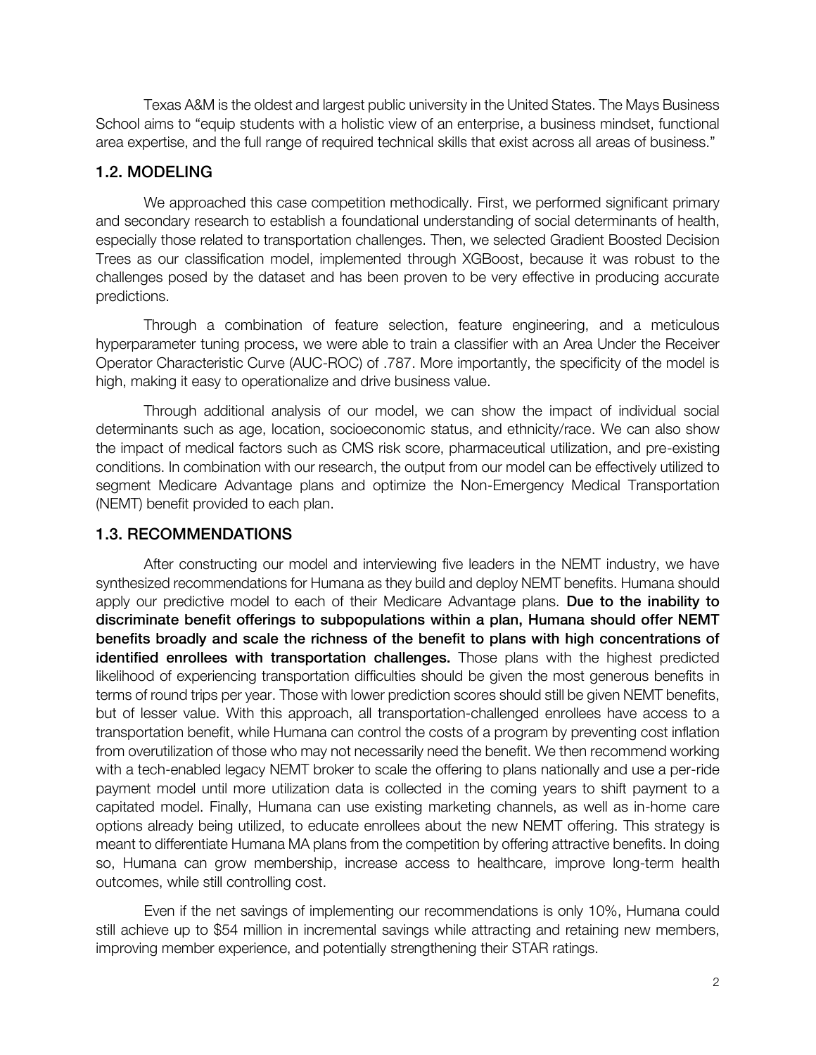Texas A&M is the oldest and largest public university in the United States. The Mays Business School aims to "equip students with a holistic view of an enterprise, a business mindset, functional area expertise, and the full range of required technical skills that exist across all areas of business."

## 1.2. MODELING

We approached this case competition methodically. First, we performed significant primary and secondary research to establish a foundational understanding of social determinants of health, especially those related to transportation challenges. Then, we selected Gradient Boosted Decision Trees as our classification model, implemented through XGBoost, because it was robust to the challenges posed by the dataset and has been proven to be very effective in producing accurate predictions.

Through a combination of feature selection, feature engineering, and a meticulous hyperparameter tuning process, we were able to train a classifier with an Area Under the Receiver Operator Characteristic Curve (AUC-ROC) of .787. More importantly, the specificity of the model is high, making it easy to operationalize and drive business value.

Through additional analysis of our model, we can show the impact of individual social determinants such as age, location, socioeconomic status, and ethnicity/race. We can also show the impact of medical factors such as CMS risk score, pharmaceutical utilization, and pre-existing conditions. In combination with our research, the output from our model can be effectively utilized to segment Medicare Advantage plans and optimize the Non-Emergency Medical Transportation (NEMT) benefit provided to each plan.

## 1.3. RECOMMENDATIONS

After constructing our model and interviewing five leaders in the NEMT industry, we have synthesized recommendations for Humana as they build and deploy NEMT benefits. Humana should apply our predictive model to each of their Medicare Advantage plans. **Due to the inability to discriminate benefit offerings to subpopulations within a plan, Humana should offer NEMT benefits broadly and scale the richness of the benefit to plans with high concentrations of identified enrollees with transportation challenges.** Those plans with the highest predicted likelihood of experiencing transportation difficulties should be given the most generous benefits in terms of round trips per year. Those with lower prediction scores should still be given NEMT benefits, but of lesser value. With this approach, all transportation-challenged enrollees have access to a transportation benefit, while Humana can control the costs of a program by preventing cost inflation from overutilization of those who may not necessarily need the benefit. We then recommend working with a tech-enabled legacy NEMT broker to scale the offering to plans nationally and use a per-ride payment model until more utilization data is collected in the coming years to shift payment to a capitated model. Finally, Humana can use existing marketing channels, as well as in-home care options already being utilized, to educate enrollees about the new NEMT offering. This strategy is meant to differentiate Humana MA plans from the competition by offering attractive benefits. In doing so, Humana can grow membership, increase access to healthcare, improve long-term health outcomes, while still controlling cost.

Even if the net savings of implementing our recommendations is only 10%, Humana could still achieve up to $54 million in incremental savings while attracting and retaining new members, improving member experience, and potentially strengthening their STAR ratings.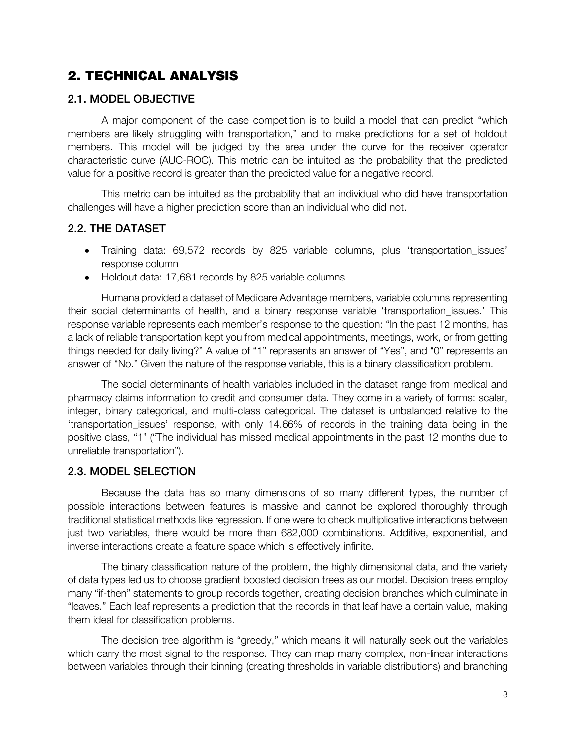# 2. TECHNICAL ANALYSIS

## 2.1. MODEL OBJECTIVE

A major component of the case competition is to build a model that can predict "which members are likely struggling with transportation," and to make predictions for a set of holdout members. This model will be judged by the area under the curve for the receiver operator characteristic curve (AUC-ROC). This metric can be intuited as the probability that the predicted value for a positive record is greater than the predicted value for a negative record.

This metric can be intuited as the probability that an individual who did have transportation challenges will have a higher prediction score than an individual who did not.

## 2.2. THE DATASET

- Training data: 69,572 records by 825 variable columns, plus 'transportation_issues' response column
- Holdout data: 17,681 records by 825 variable columns

Humana provided a dataset of Medicare Advantage members, variable columns representing their social determinants of health, and a binary response variable 'transportation_issues.' This response variable represents each member's response to the question: "In the past 12 months, has a lack of reliable transportation kept you from medical appointments, meetings, work, or from getting things needed for daily living?" A value of "1" represents an answer of "Yes", and "0" represents an answer of "No." Given the nature of the response variable, this is a binary classification problem.

The social determinants of health variables included in the dataset range from medical and pharmacy claims information to credit and consumer data. They come in a variety of forms: scalar, integer, binary categorical, and multi-class categorical. The dataset is unbalanced relative to the 'transportation_issues' response, with only 14.66% of records in the training data being in the positive class, "1" ("The individual has missed medical appointments in the past 12 months due to unreliable transportation").

## 2.3. MODEL SELECTION

Because the data has so many dimensions of so many different types, the number of possible interactions between features is massive and cannot be explored thoroughly through traditional statistical methods like regression. If one were to check multiplicative interactions between just two variables, there would be more than 682,000 combinations. Additive, exponential, and inverse interactions create a feature space which is effectively infinite.

The binary classification nature of the problem, the highly dimensional data, and the variety of data types led us to choose gradient boosted decision trees as our model. Decision trees employ many "if-then" statements to group records together, creating decision branches which culminate in "leaves." Each leaf represents a prediction that the records in that leaf have a certain value, making them ideal for classification problems.

The decision tree algorithm is "greedy," which means it will naturally seek out the variables which carry the most signal to the response. They can map many complex, non-linear interactions between variables through their binning (creating thresholds in variable distributions) and branching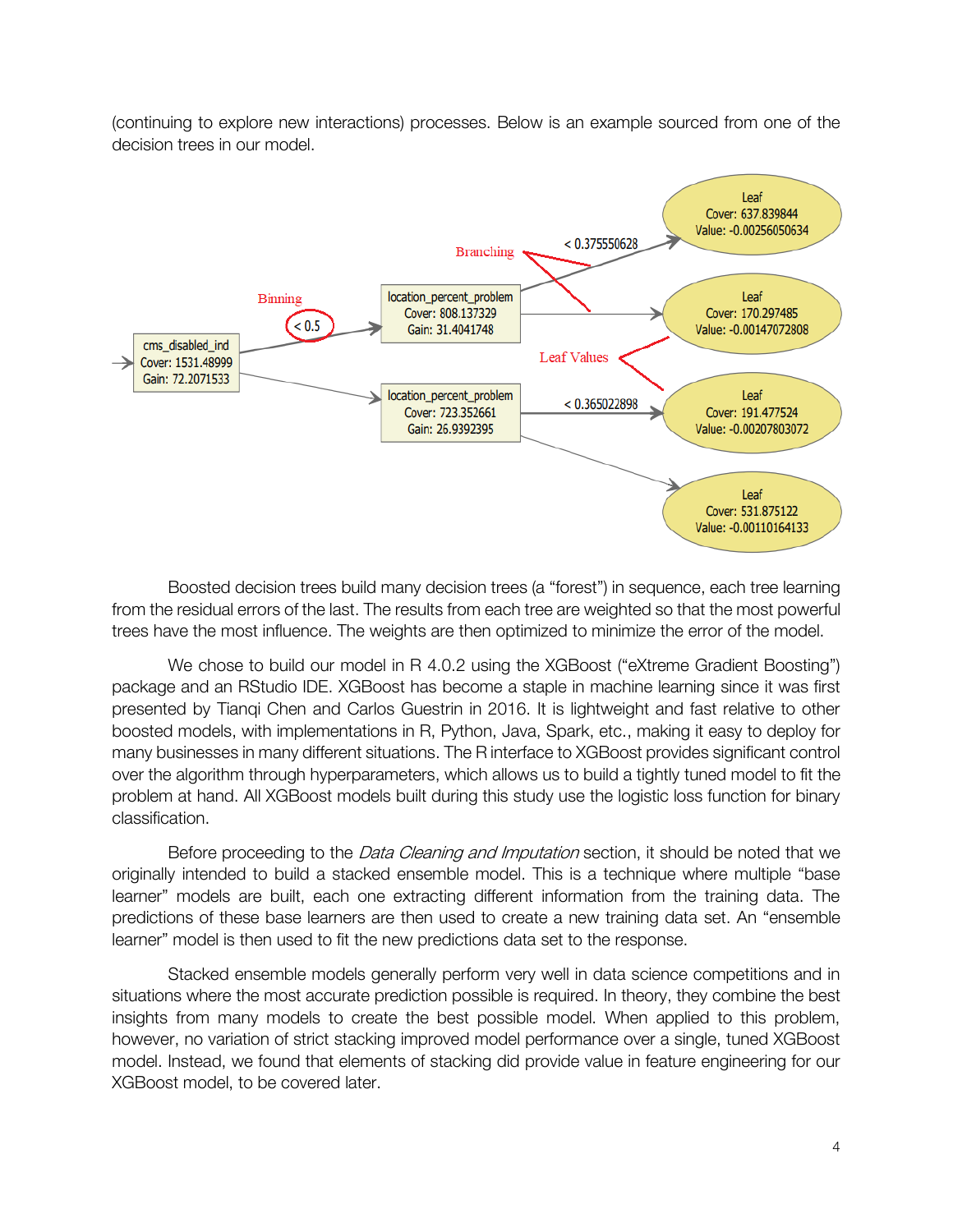(continuing to explore new interactions) processes. Below is an example sourced from one of the decision trees in our model.

Boosted decision trees build many decision trees (a "forest") in sequence, each tree learning from the residual errors of the last. The results from each tree are weighted so that the most powerful trees have the most influence. The weights are then optimized to minimize the error of the model.

We chose to build our model in R 4.0.2 using the XGBoost ("eXtreme Gradient Boosting") package and an RStudio IDE. XGBoost has become a staple in machine learning since it was first presented by Tianqi Chen and Carlos Guestrin in 2016. It is lightweight and fast relative to other boosted models, with implementations in R, Python, Java, Spark, etc., making it easy to deploy for many businesses in many different situations. The R interface to XGBoost provides significant control over the algorithm through hyperparameters, which allows us to build a tightly tuned model to fit the problem at hand. All XGBoost models built during this study use the logistic loss function for binary classification.

Before proceeding to the *Data Cleaning and Imputation* section, it should be noted that we originally intended to build a stacked ensemble model. This is a technique where multiple "base learner" models are built, each one extracting different information from the training data. The predictions of these base learners are then used to create a new training data set. An "ensemble learner" model is then used to fit the new predictions data set to the response.

Stacked ensemble models generally perform very well in data science competitions and in situations where the most accurate prediction possible is required. In theory, they combine the best insights from many models to create the best possible model. When applied to this problem, however, no variation of strict stacking improved model performance over a single, tuned XGBoost model. Instead, we found that elements of stacking did provide value in feature engineering for our XGBoost model, to be covered later.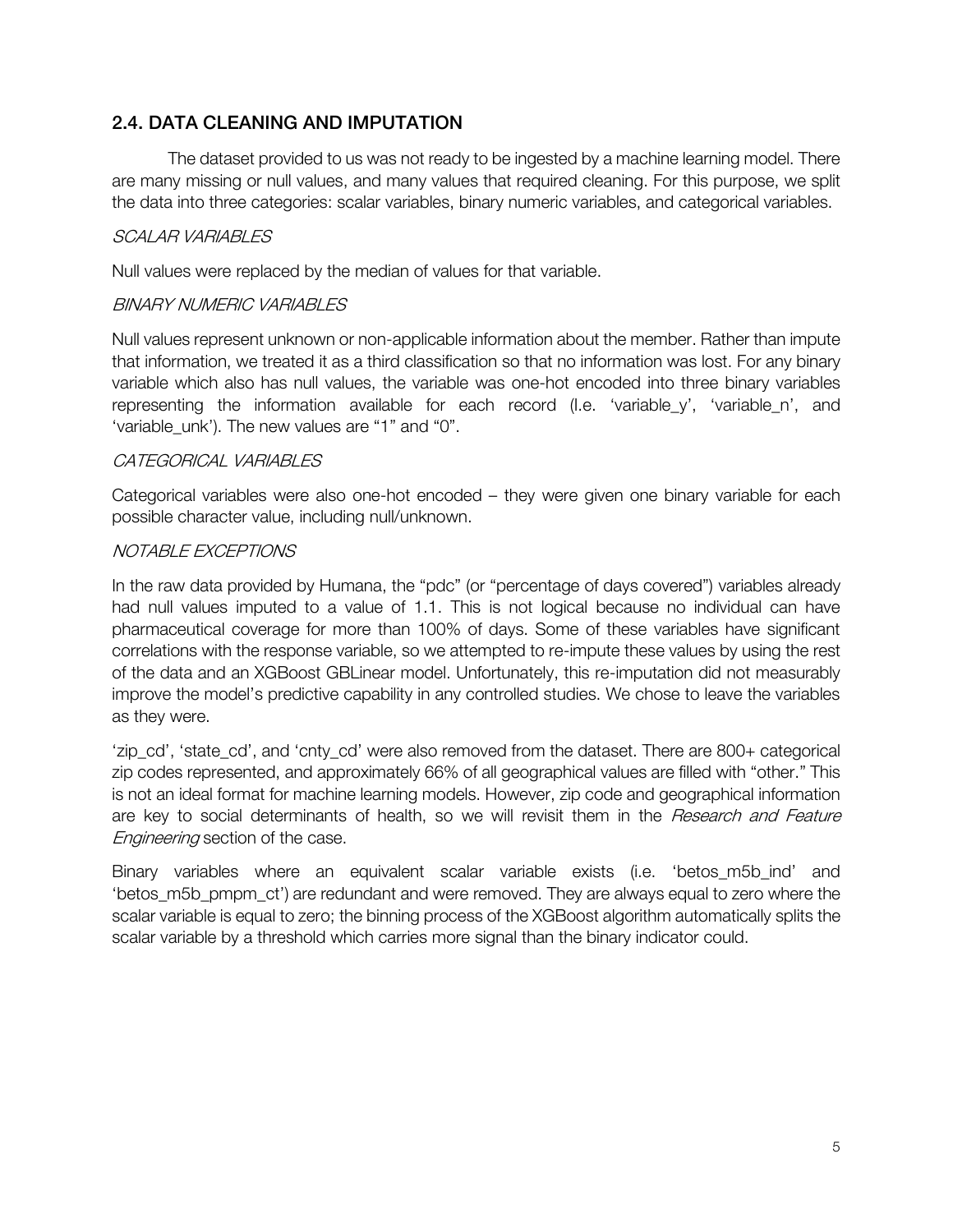## 2.4. DATA CLEANING AND IMPUTATION

The dataset provided to us was not ready to be ingested by a machine learning model. There are many missing or null values, and many values that required cleaning. For this purpose, we split the data into three categories: scalar variables, binary numeric variables, and categorical variables.

### *SCALAR VARIABLES*

Null values were replaced by the median of values for that variable.

### *BINARY NUMERIC VARIABLES*

Null values represent unknown or non-applicable information about the member. Rather than impute that information, we treated it as a third classification so that no information was lost. For any binary variable which also has null values, the variable was one-hot encoded into three binary variables representing the information available for each record (I.e. 'variable_y', 'variable_n', and 'variable_unk'). The new values are "1" and "0".

### *CATEGORICAL VARIABLES*

Categorical variables were also one-hot encoded – they were given one binary variable for each possible character value, including null/unknown.

### *NOTABLE EXCEPTIONS*

In the raw data provided by Humana, the "pdc" (or "percentage of days covered") variables already had null values imputed to a value of 1.1. This is not logical because no individual can have pharmaceutical coverage for more than 100% of days. Some of these variables have significant correlations with the response variable, so we attempted to re-impute these values by using the rest of the data and an XGBoost GBLinear model. Unfortunately, this re-imputation did not measurably improve the model's predictive capability in any controlled studies. We chose to leave the variables as they were.

'zip_cd', 'state_cd', and 'cnty_cd' were also removed from the dataset. There are 800+ categorical zip codes represented, and approximately 66% of all geographical values are filled with "other." This is not an ideal format for machine learning models. However, zip code and geographical information are key to social determinants of health, so we will revisit them in the *Research and Feature Engineering* section of the case.

Binary variables where an equivalent scalar variable exists (i.e. 'betos_m5b_ind' and 'betos_m5b_pmpm_ct') are redundant and were removed. They are always equal to zero where the scalar variable is equal to zero; the binning process of the XGBoost algorithm automatically splits the scalar variable by a threshold which carries more signal than the binary indicator could.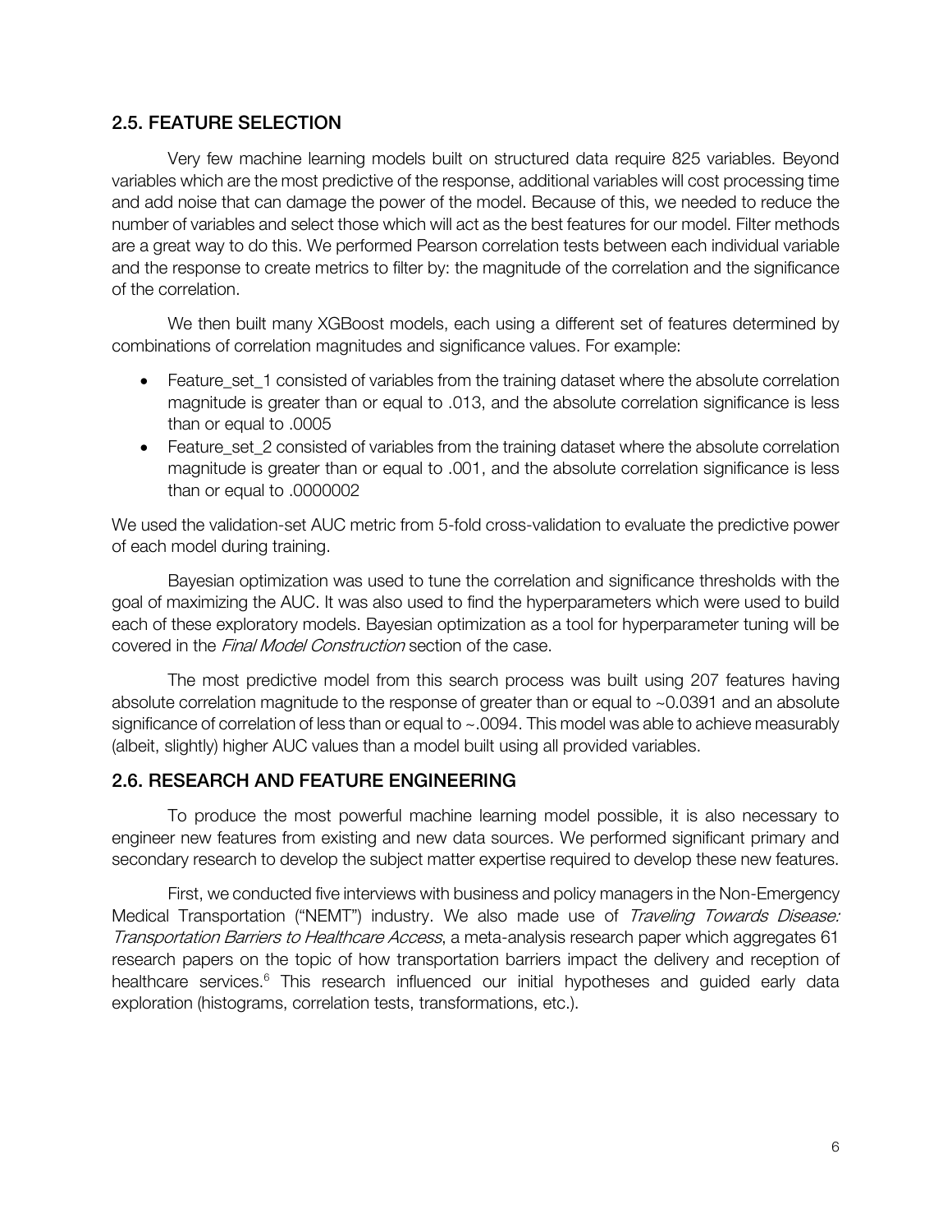## 2.5. FEATURE SELECTION

Very few machine learning models built on structured data require 825 variables. Beyond variables which are the most predictive of the response, additional variables will cost processing time and add noise that can damage the power of the model. Because of this, we needed to reduce the number of variables and select those which will act as the best features for our model. Filter methods are a great way to do this. We performed Pearson correlation tests between each individual variable and the response to create metrics to filter by: the magnitude of the correlation and the significance of the correlation.

We then built many XGBoost models, each using a different set of features determined by combinations of correlation magnitudes and significance values. For example:

- Feature_set_1 consisted of variables from the training dataset where the absolute correlation magnitude is greater than or equal to .013, and the absolute correlation significance is less than or equal to .0005
- Feature_set_2 consisted of variables from the training dataset where the absolute correlation magnitude is greater than or equal to .001, and the absolute correlation significance is less than or equal to .0000002

We used the validation-set AUC metric from 5-fold cross-validation to evaluate the predictive power of each model during training.

Bayesian optimization was used to tune the correlation and significance thresholds with the goal of maximizing the AUC. It was also used to find the hyperparameters which were used to build each of these exploratory models. Bayesian optimization as a tool for hyperparameter tuning will be covered in the *Final Model Construction* section of the case.

The most predictive model from this search process was built using 207 features having absolute correlation magnitude to the response of greater than or equal to ~0.0391 and an absolute significance of correlation of less than or equal to ~.0094. This model was able to achieve measurably (albeit, slightly) higher AUC values than a model built using all provided variables.

## 2.6. RESEARCH AND FEATURE ENGINEERING

To produce the most powerful machine learning model possible, it is also necessary to engineer new features from existing and new data sources. We performed significant primary and secondary research to develop the subject matter expertise required to develop these new features.

First, we conducted five interviews with business and policy managers in the Non-Emergency Medical Transportation ("NEMT") industry. We also made use of *Traveling Towards Disease: Transportation Barriers to Healthcare Access*, a meta-analysis research paper which aggregates 61 research papers on the topic of how transportation barriers impact the delivery and reception of healthcare services.[6] This research influenced our initial hypotheses and guided early data exploration (histograms, correlation tests, transformations, etc.).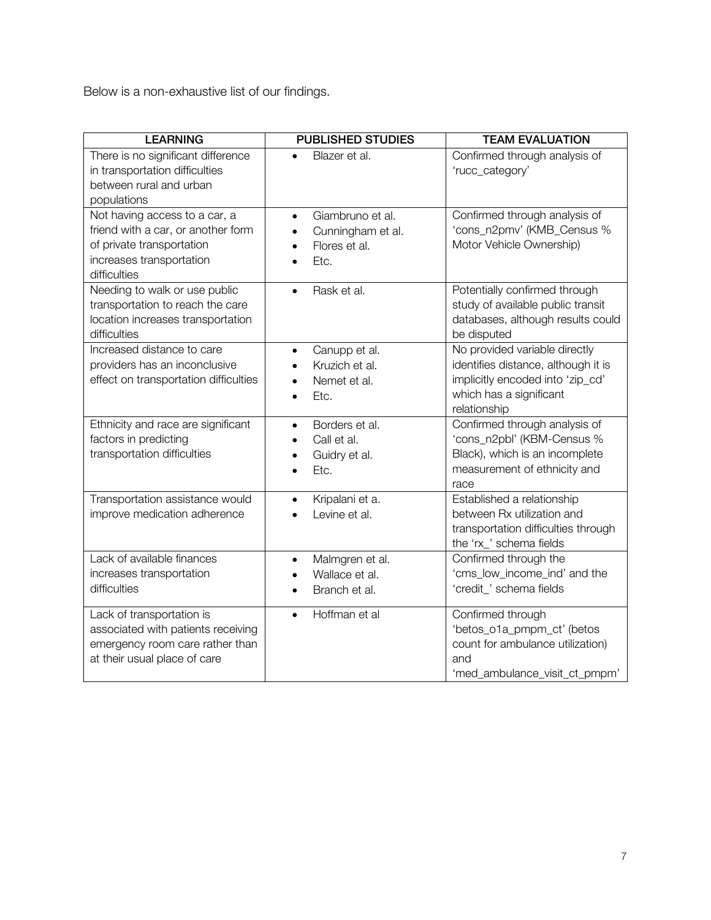Below is a non-exhaustive list of our findings.

| LEARNING | PUBLISHED STUDIES | TEAM EVALUATION |
|---|---|---|
| There is no significant difference in transportation difficulties between rural and urban populations | • Blazer et al. | Confirmed through analysis of 'rucc_category' |
| Not having access to a car, a friend with a car, or another form of private transportation increases transportation difficulties | • Giambruno et al.<br>• Cunningham et al.<br>• Flores et al.<br>• Etc. | Confirmed through analysis of 'cons_n2pmv' (KMB_Census % Motor Vehicle Ownership) |
| Needing to walk or use public transportation to reach the care location increases transportation difficulties | • Rask et al. | Potentially confirmed through study of available public transit databases, although results could be disputed |
| Increased distance to care providers has an inconclusive effect on transportation difficulties | • Canupp et al.<br>• Kruzich et al.<br>• Nemet et al.<br>• Etc. | No provided variable directly identifies distance, although it is implicitly encoded into 'zip_cd' which has a significant relationship |
| Ethnicity and race are significant factors in predicting transportation difficulties | • Borders et al.<br>• Call et al.<br>• Guidry et al.<br>• Etc. | Confirmed through analysis of 'cons_n2pbl' (KBM-Census % Black), which is an incomplete measurement of ethnicity and race |
| Transportation assistance would improve medication adherence | • Kripalani et a.<br>• Levine et al. | Established a relationship between Rx utilization and transportation difficulties through the 'rx_' schema fields |
| Lack of available finances increases transportation difficulties | • Malmgren et al.<br>• Wallace et al.<br>• Branch et al. | Confirmed through the 'cms_low_income_ind' and the 'credit_' schema fields |
| Lack of transportation is associated with patients receiving emergency room care rather than at their usual place of care | • Hoffman et al | Confirmed through 'betos_o1a_pmpm_ct' (betos count for ambulance utilization) and 'med_ambulance_visit_ct_pmpm' |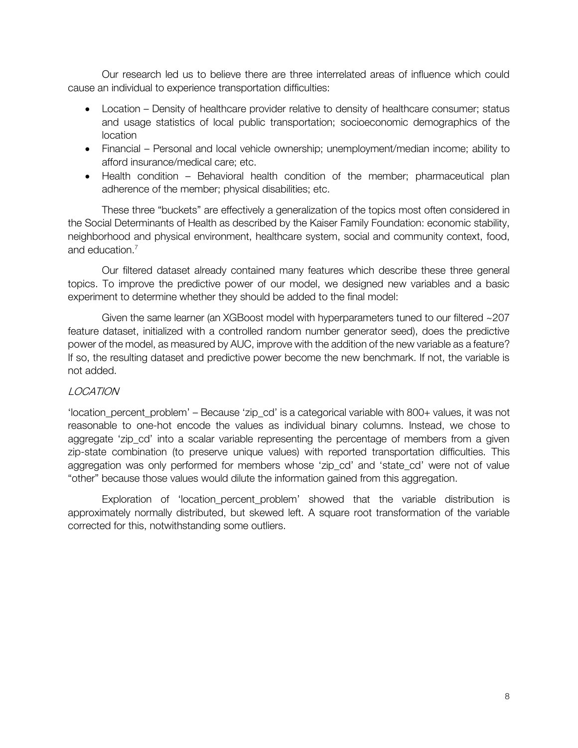Our research led us to believe there are three interrelated areas of influence which could cause an individual to experience transportation difficulties:

- Location – Density of healthcare provider relative to density of healthcare consumer; status and usage statistics of local public transportation; socioeconomic demographics of the location
- Financial – Personal and local vehicle ownership; unemployment/median income; ability to afford insurance/medical care; etc.
- Health condition – Behavioral health condition of the member; pharmaceutical plan adherence of the member; physical disabilities; etc.

These three “buckets” are effectively a generalization of the topics most often considered in the Social Determinants of Health as described by the Kaiser Family Foundation: economic stability, neighborhood and physical environment, healthcare system, social and community context, food, and education.[7]

Our filtered dataset already contained many features which describe these three general topics. To improve the predictive power of our model, we designed new variables and a basic experiment to determine whether they should be added to the final model:

Given the same learner (an XGBoost model with hyperparameters tuned to our filtered ~207 feature dataset, initialized with a controlled random number generator seed), does the predictive power of the model, as measured by AUC, improve with the addition of the new variable as a feature? If so, the resulting dataset and predictive power become the new benchmark. If not, the variable is not added.

*LOCATION*

‘location_percent_problem’ – Because ‘zip_cd’ is a categorical variable with 800+ values, it was not reasonable to one-hot encode the values as individual binary columns. Instead, we chose to aggregate ‘zip_cd’ into a scalar variable representing the percentage of members from a given zip-state combination (to preserve unique values) with reported transportation difficulties. This aggregation was only performed for members whose ‘zip_cd’ and ‘state_cd’ were not of value “other” because those values would dilute the information gained from this aggregation.

Exploration of ‘location_percent_problem’ showed that the variable distribution is approximately normally distributed, but skewed left. A square root transformation of the variable corrected for this, notwithstanding some outliers.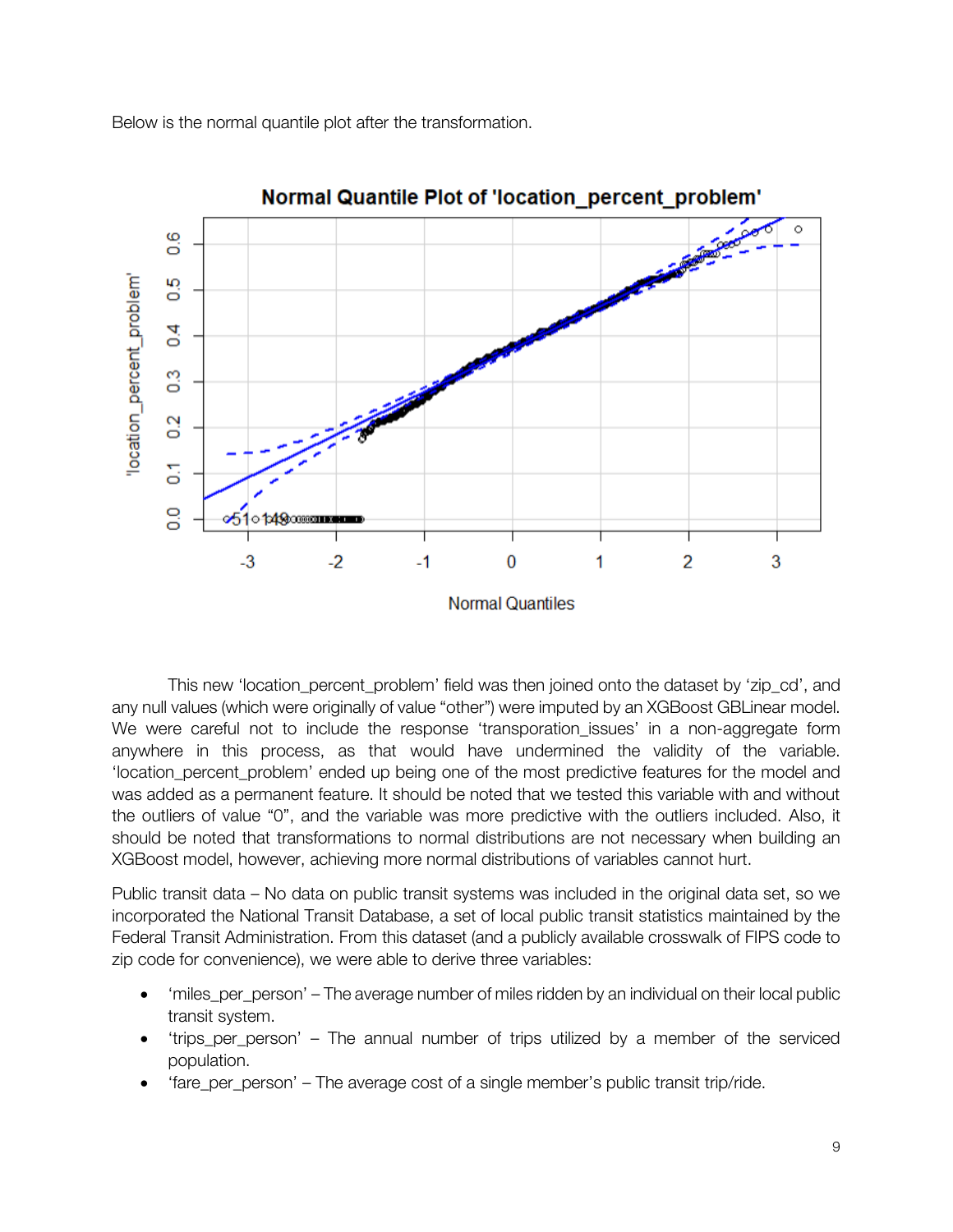Below is the normal quantile plot after the transformation.

This new 'location_percent_problem' field was then joined onto the dataset by 'zip_cd', and any null values (which were originally of value "other") were imputed by an XGBoost GBLinear model. We were careful not to include the response 'transporation_issues' in a non-aggregate form anywhere in this process, as that would have undermined the validity of the variable. 'location_percent_problem' ended up being one of the most predictive features for the model and was added as a permanent feature. It should be noted that we tested this variable with and without the outliers of value "0", and the variable was more predictive with the outliers included. Also, it should be noted that transformations to normal distributions are not necessary when building an XGBoost model, however, achieving more normal distributions of variables cannot hurt.

Public transit data – No data on public transit systems was included in the original data set, so we incorporated the National Transit Database, a set of local public transit statistics maintained by the Federal Transit Administration. From this dataset (and a publicly available crosswalk of FIPS code to zip code for convenience), we were able to derive three variables:

- 'miles_per_person' – The average number of miles ridden by an individual on their local public transit system.
- 'trips_per_person' – The annual number of trips utilized by a member of the serviced population.
- 'fare_per_person' – The average cost of a single member's public transit trip/ride.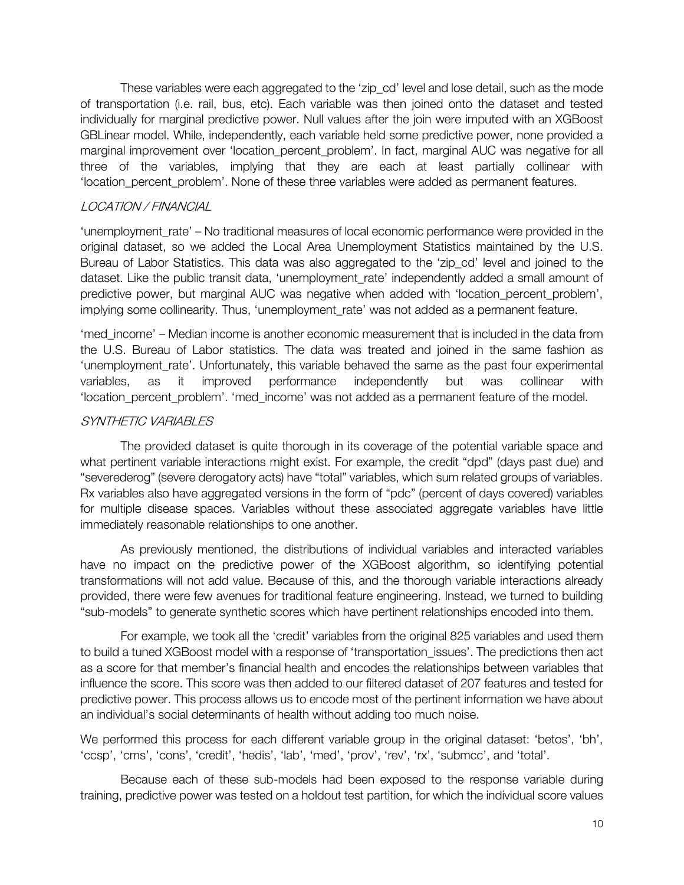These variables were each aggregated to the 'zip_cd' level and lose detail, such as the mode of transportation (i.e. rail, bus, etc). Each variable was then joined onto the dataset and tested individually for marginal predictive power. Null values after the join were imputed with an XGBoost GBLinear model. While, independently, each variable held some predictive power, none provided a marginal improvement over 'location_percent_problem'. In fact, marginal AUC was negative for all three of the variables, implying that they are each at least partially collinear with 'location_percent_problem'. None of these three variables were added as permanent features.

### *LOCATION / FINANCIAL*

'unemployment_rate' – No traditional measures of local economic performance were provided in the original dataset, so we added the Local Area Unemployment Statistics maintained by the U.S. Bureau of Labor Statistics. This data was also aggregated to the 'zip_cd' level and joined to the dataset. Like the public transit data, 'unemployment_rate' independently added a small amount of predictive power, but marginal AUC was negative when added with 'location_percent_problem', implying some collinearity. Thus, 'unemployment_rate' was not added as a permanent feature.

'med_income' – Median income is another economic measurement that is included in the data from the U.S. Bureau of Labor statistics. The data was treated and joined in the same fashion as 'unemployment_rate'. Unfortunately, this variable behaved the same as the past four experimental variables, as it improved performance independently but was collinear with 'location_percent_problem'. 'med_income' was not added as a permanent feature of the model.

### *SYNTHETIC VARIABLES*

The provided dataset is quite thorough in its coverage of the potential variable space and what pertinent variable interactions might exist. For example, the credit "dpd" (days past due) and "severederog" (severe derogatory acts) have "total" variables, which sum related groups of variables. Rx variables also have aggregated versions in the form of "pdc" (percent of days covered) variables for multiple disease spaces. Variables without these associated aggregate variables have little immediately reasonable relationships to one another.

As previously mentioned, the distributions of individual variables and interacted variables have no impact on the predictive power of the XGBoost algorithm, so identifying potential transformations will not add value. Because of this, and the thorough variable interactions already provided, there were few avenues for traditional feature engineering. Instead, we turned to building "sub-models" to generate synthetic scores which have pertinent relationships encoded into them.

For example, we took all the 'credit' variables from the original 825 variables and used them to build a tuned XGBoost model with a response of 'transportation_issues'. The predictions then act as a score for that member's financial health and encodes the relationships between variables that influence the score. This score was then added to our filtered dataset of 207 features and tested for predictive power. This process allows us to encode most of the pertinent information we have about an individual's social determinants of health without adding too much noise.

We performed this process for each different variable group in the original dataset: 'betos', 'bh', 'ccsp', 'cms', 'cons', 'credit', 'hedis', 'lab', 'med', 'prov', 'rev', 'rx', 'submcc', and 'total'.

Because each of these sub-models had been exposed to the response variable during training, predictive power was tested on a holdout test partition, for which the individual score values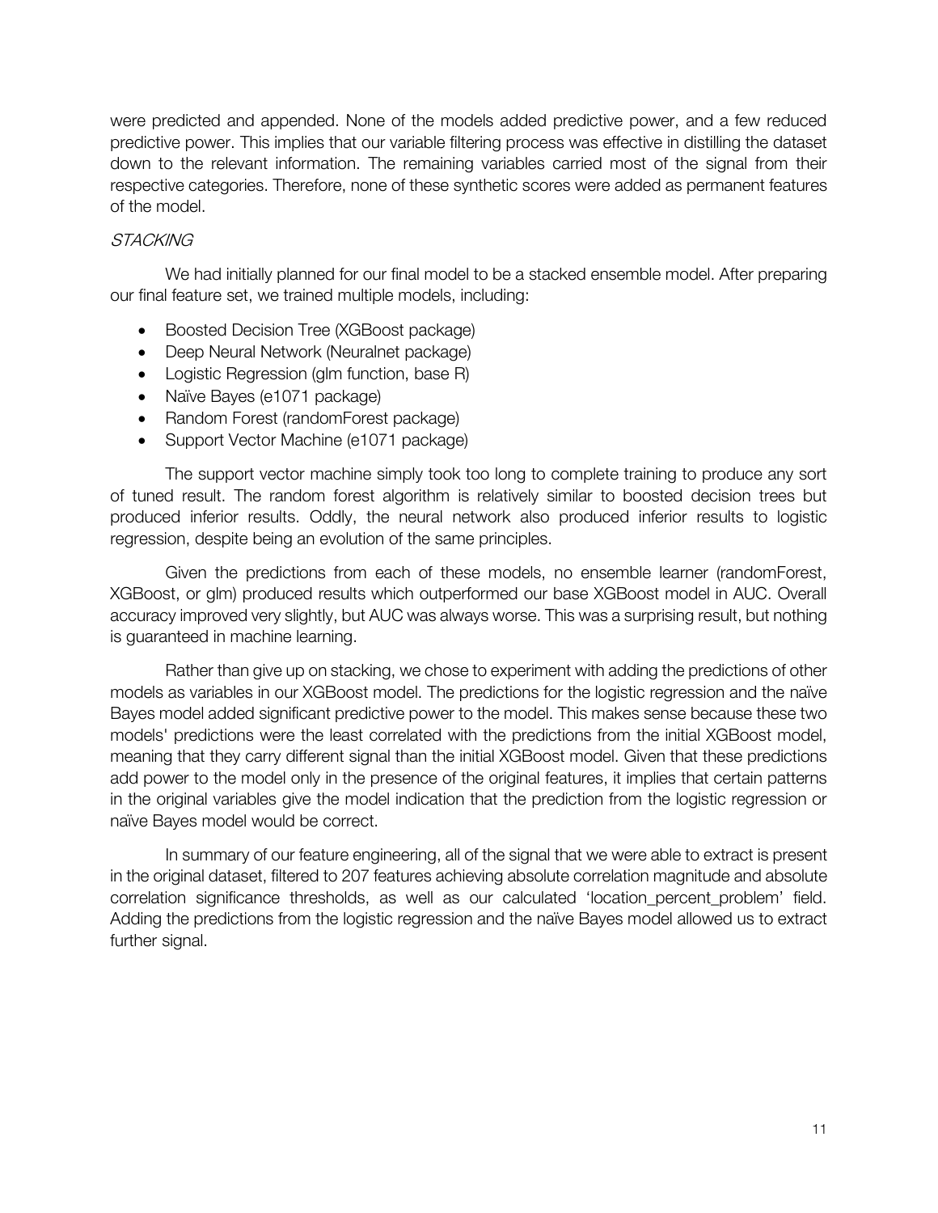were predicted and appended. None of the models added predictive power, and a few reduced predictive power. This implies that our variable filtering process was effective in distilling the dataset down to the relevant information. The remaining variables carried most of the signal from their respective categories. Therefore, none of these synthetic scores were added as permanent features of the model.

*STACKING*

We had initially planned for our final model to be a stacked ensemble model. After preparing our final feature set, we trained multiple models, including:

- Boosted Decision Tree (XGBoost package)
- Deep Neural Network (Neuralnet package)
- Logistic Regression (glm function, base R)
- Naïve Bayes (e1071 package)
- Random Forest (randomForest package)
- Support Vector Machine (e1071 package)

The support vector machine simply took too long to complete training to produce any sort of tuned result. The random forest algorithm is relatively similar to boosted decision trees but produced inferior results. Oddly, the neural network also produced inferior results to logistic regression, despite being an evolution of the same principles.

Given the predictions from each of these models, no ensemble learner (randomForest, XGBoost, or glm) produced results which outperformed our base XGBoost model in AUC. Overall accuracy improved very slightly, but AUC was always worse. This was a surprising result, but nothing is guaranteed in machine learning.

Rather than give up on stacking, we chose to experiment with adding the predictions of other models as variables in our XGBoost model. The predictions for the logistic regression and the naïve Bayes model added significant predictive power to the model. This makes sense because these two models' predictions were the least correlated with the predictions from the initial XGBoost model, meaning that they carry different signal than the initial XGBoost model. Given that these predictions add power to the model only in the presence of the original features, it implies that certain patterns in the original variables give the model indication that the prediction from the logistic regression or naïve Bayes model would be correct.

In summary of our feature engineering, all of the signal that we were able to extract is present in the original dataset, filtered to 207 features achieving absolute correlation magnitude and absolute correlation significance thresholds, as well as our calculated 'location_percent_problem' field. Adding the predictions from the logistic regression and the naïve Bayes model allowed us to extract further signal.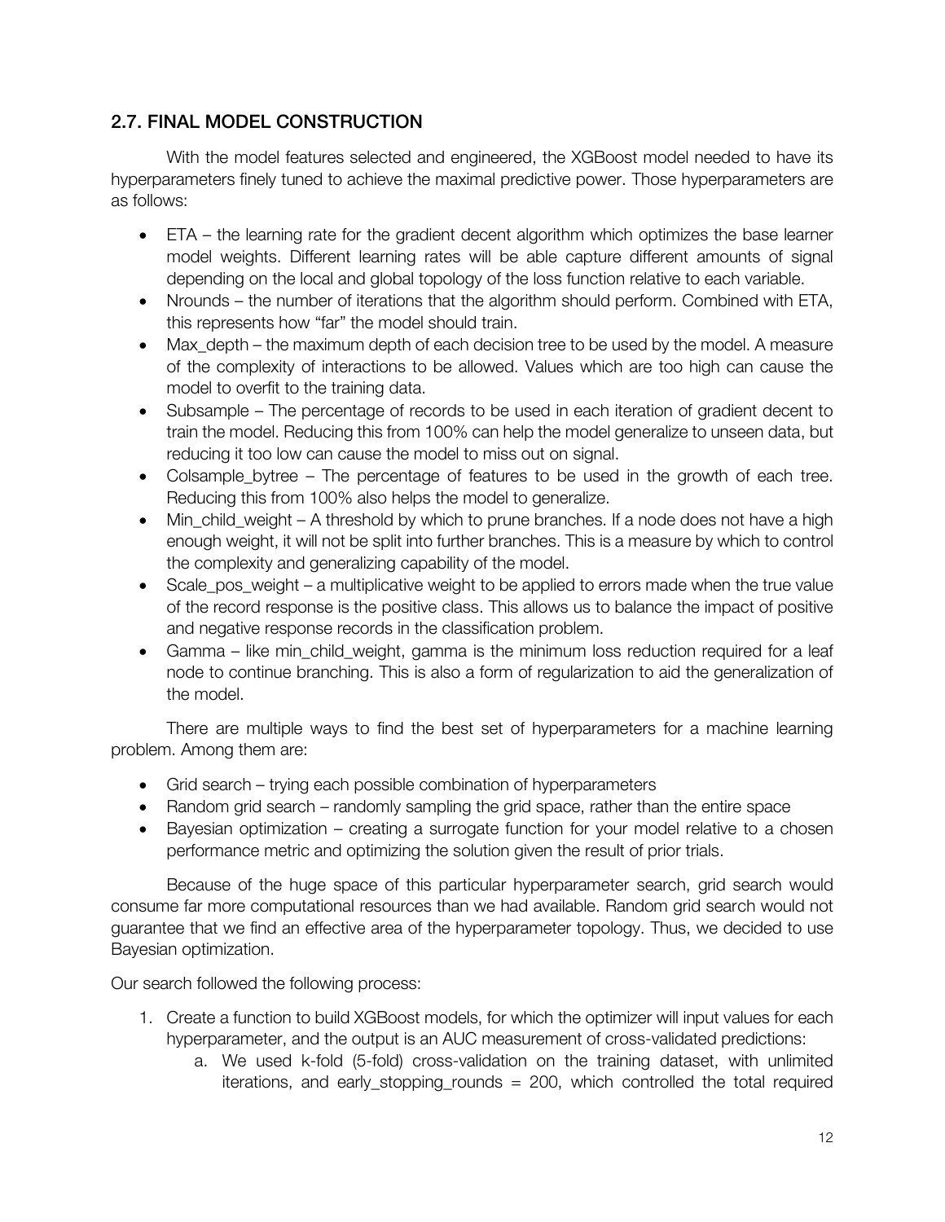## 2.7. FINAL MODEL CONSTRUCTION

With the model features selected and engineered, the XGBoost model needed to have its hyperparameters finely tuned to achieve the maximal predictive power. Those hyperparameters are as follows:

- ETA – the learning rate for the gradient decent algorithm which optimizes the base learner model weights. Different learning rates will be able capture different amounts of signal depending on the local and global topology of the loss function relative to each variable.
- Nrounds – the number of iterations that the algorithm should perform. Combined with ETA, this represents how "far" the model should train.
- Max_depth – the maximum depth of each decision tree to be used by the model. A measure of the complexity of interactions to be allowed. Values which are too high can cause the model to overfit to the training data.
- Subsample – The percentage of records to be used in each iteration of gradient decent to train the model. Reducing this from 100% can help the model generalize to unseen data, but reducing it too low can cause the model to miss out on signal.
- Colsample_bytree – The percentage of features to be used in the growth of each tree. Reducing this from 100% also helps the model to generalize.
- Min_child_weight – A threshold by which to prune branches. If a node does not have a high enough weight, it will not be split into further branches. This is a measure by which to control the complexity and generalizing capability of the model.
- Scale_pos_weight – a multiplicative weight to be applied to errors made when the true value of the record response is the positive class. This allows us to balance the impact of positive and negative response records in the classification problem.
- Gamma – like min_child_weight, gamma is the minimum loss reduction required for a leaf node to continue branching. This is also a form of regularization to aid the generalization of the model.

There are multiple ways to find the best set of hyperparameters for a machine learning problem. Among them are:

- Grid search – trying each possible combination of hyperparameters
- Random grid search – randomly sampling the grid space, rather than the entire space
- Bayesian optimization – creating a surrogate function for your model relative to a chosen performance metric and optimizing the solution given the result of prior trials.

Because of the huge space of this particular hyperparameter search, grid search would consume far more computational resources than we had available. Random grid search would not guarantee that we find an effective area of the hyperparameter topology. Thus, we decided to use Bayesian optimization.

Our search followed the following process:

1. Create a function to build XGBoost models, for which the optimizer will input values for each hyperparameter, and the output is an AUC measurement of cross-validated predictions:
   a. We used k-fold (5-fold) cross-validation on the training dataset, with unlimited iterations, and early_stopping_rounds = 200, which controlled the total required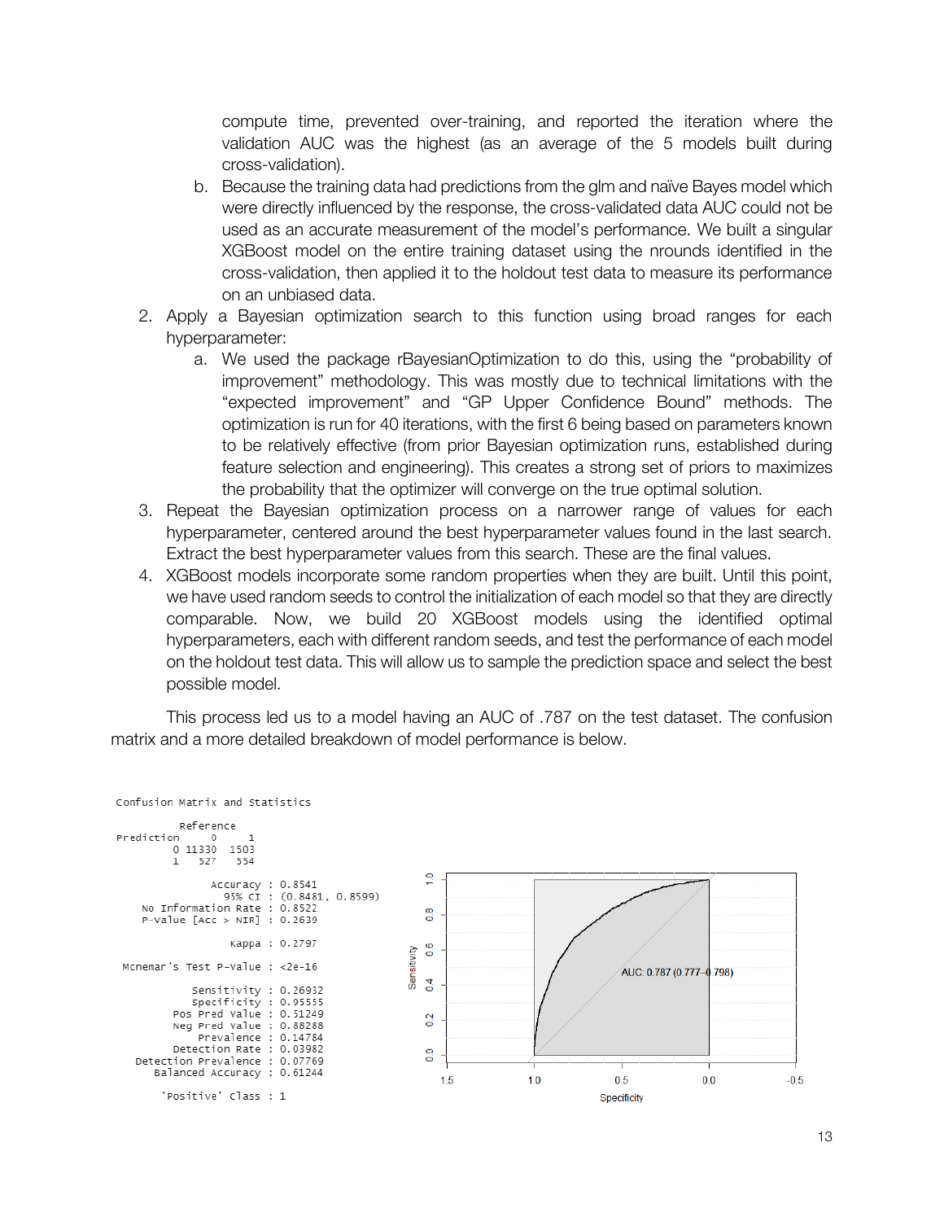compute time, prevented over-training, and reported the iteration where the validation AUC was the highest (as an average of the 5 models built during cross-validation).

   b. Because the training data had predictions from the glm and naïve Bayes model which were directly influenced by the response, the cross-validated data AUC could not be used as an accurate measurement of the model's performance. We built a singular XGBoost model on the entire training dataset using the nrounds identified in the cross-validation, then applied it to the holdout test data to measure its performance on an unbiased data.

2. Apply a Bayesian optimization search to this function using broad ranges for each hyperparameter:
   a. We used the package rBayesianOptimization to do this, using the "probability of improvement" methodology. This was mostly due to technical limitations with the "expected improvement" and "GP Upper Confidence Bound" methods. The optimization is run for 40 iterations, with the first 6 being based on parameters known to be relatively effective (from prior Bayesian optimization runs, established during feature selection and engineering). This creates a strong set of priors to maximizes the probability that the optimizer will converge on the true optimal solution.
3. Repeat the Bayesian optimization process on a narrower range of values for each hyperparameter, centered around the best hyperparameter values found in the last search. Extract the best hyperparameter values from this search. These are the final values.
4. XGBoost models incorporate some random properties when they are built. Until this point, we have used random seeds to control the initialization of each model so that they are directly comparable. Now, we build 20 XGBoost models using the identified optimal hyperparameters, each with different random seeds, and test the performance of each model on the holdout test data. This will allow us to sample the prediction space and select the best possible model.

This process led us to a model having an AUC of .787 on the test dataset. The confusion matrix and a more detailed breakdown of model performance is below.

```
Confusion Matrix and Statistics

          Reference
Prediction     0     1
         0 11330  1503
         1   527   554

               Accuracy : 0.8541
                 95% CI : (0.8481, 0.8599)
    No Information Rate : 0.8522
    P-Value [Acc > NIR] : 0.2639

                  Kappa : 0.2797

 Mcnemar's Test P-Value : <2e-16

            Sensitivity : 0.26932
            Specificity : 0.95555
         Pos Pred Value : 0.51249
         Neg Pred Value : 0.88288
             Prevalence : 0.14784
         Detection Rate : 0.03982
   Detection Prevalence : 0.07769
      Balanced Accuracy : 0.61244

       'Positive' Class : 1
```

AUC: 0.787 (0.777–0.798)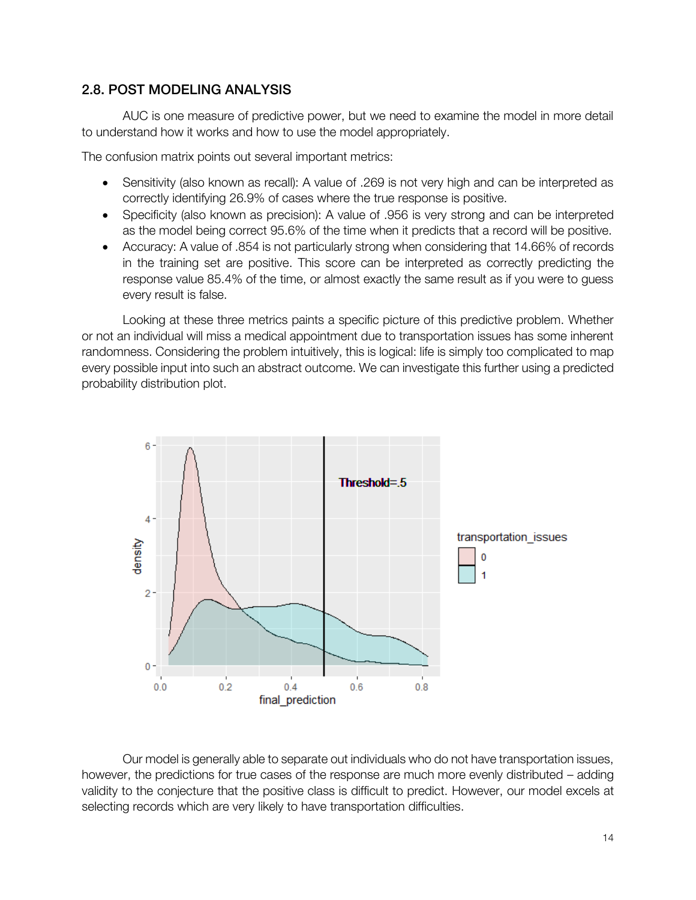## 2.8. POST MODELING ANALYSIS

AUC is one measure of predictive power, but we need to examine the model in more detail to understand how it works and how to use the model appropriately.

The confusion matrix points out several important metrics:

- Sensitivity (also known as recall): A value of .269 is not very high and can be interpreted as correctly identifying 26.9% of cases where the true response is positive.
- Specificity (also known as precision): A value of .956 is very strong and can be interpreted as the model being correct 95.6% of the time when it predicts that a record will be positive.
- Accuracy: A value of .854 is not particularly strong when considering that 14.66% of records in the training set are positive. This score can be interpreted as correctly predicting the response value 85.4% of the time, or almost exactly the same result as if you were to guess every result is false.

Looking at these three metrics paints a specific picture of this predictive problem. Whether or not an individual will miss a medical appointment due to transportation issues has some inherent randomness. Considering the problem intuitively, this is logical: life is simply too complicated to map every possible input into such an abstract outcome. We can investigate this further using a predicted probability distribution plot.

Our model is generally able to separate out individuals who do not have transportation issues, however, the predictions for true cases of the response are much more evenly distributed – adding validity to the conjecture that the positive class is difficult to predict. However, our model excels at selecting records which are very likely to have transportation difficulties.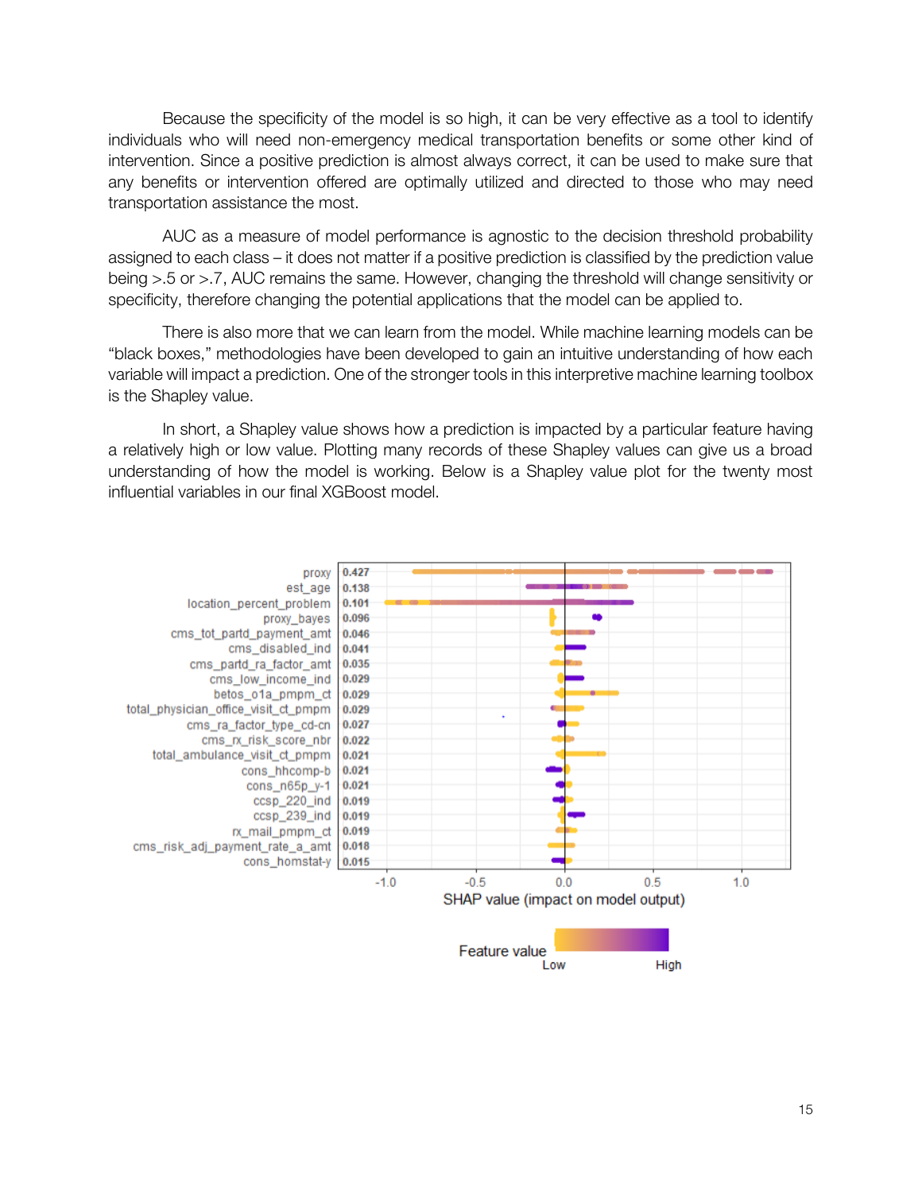Because the specificity of the model is so high, it can be very effective as a tool to identify individuals who will need non-emergency medical transportation benefits or some other kind of intervention. Since a positive prediction is almost always correct, it can be used to make sure that any benefits or intervention offered are optimally utilized and directed to those who may need transportation assistance the most.

AUC as a measure of model performance is agnostic to the decision threshold probability assigned to each class – it does not matter if a positive prediction is classified by the prediction value being >.5 or >.7, AUC remains the same. However, changing the threshold will change sensitivity or specificity, therefore changing the potential applications that the model can be applied to.

There is also more that we can learn from the model. While machine learning models can be "black boxes," methodologies have been developed to gain an intuitive understanding of how each variable will impact a prediction. One of the stronger tools in this interpretive machine learning toolbox is the Shapley value.

In short, a Shapley value shows how a prediction is impacted by a particular feature having a relatively high or low value. Plotting many records of these Shapley values can give us a broad understanding of how the model is working. Below is a Shapley value plot for the twenty most influential variables in our final XGBoost model.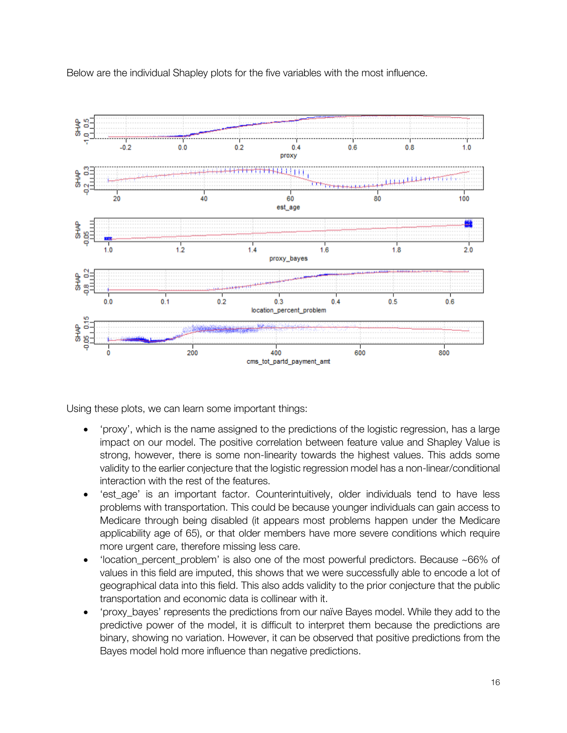Below are the individual Shapley plots for the five variables with the most influence.

Using these plots, we can learn some important things:

- 'proxy', which is the name assigned to the predictions of the logistic regression, has a large impact on our model. The positive correlation between feature value and Shapley Value is strong, however, there is some non-linearity towards the highest values. This adds some validity to the earlier conjecture that the logistic regression model has a non-linear/conditional interaction with the rest of the features.
- 'est_age' is an important factor. Counterintuitively, older individuals tend to have less problems with transportation. This could be because younger individuals can gain access to Medicare through being disabled (it appears most problems happen under the Medicare applicability age of 65), or that older members have more severe conditions which require more urgent care, therefore missing less care.
- 'location_percent_problem' is also one of the most powerful predictors. Because ~66% of values in this field are imputed, this shows that we were successfully able to encode a lot of geographical data into this field. This also adds validity to the prior conjecture that the public transportation and economic data is collinear with it.
- 'proxy_bayes' represents the predictions from our naïve Bayes model. While they add to the predictive power of the model, it is difficult to interpret them because the predictions are binary, showing no variation. However, it can be observed that positive predictions from the Bayes model hold more influence than negative predictions.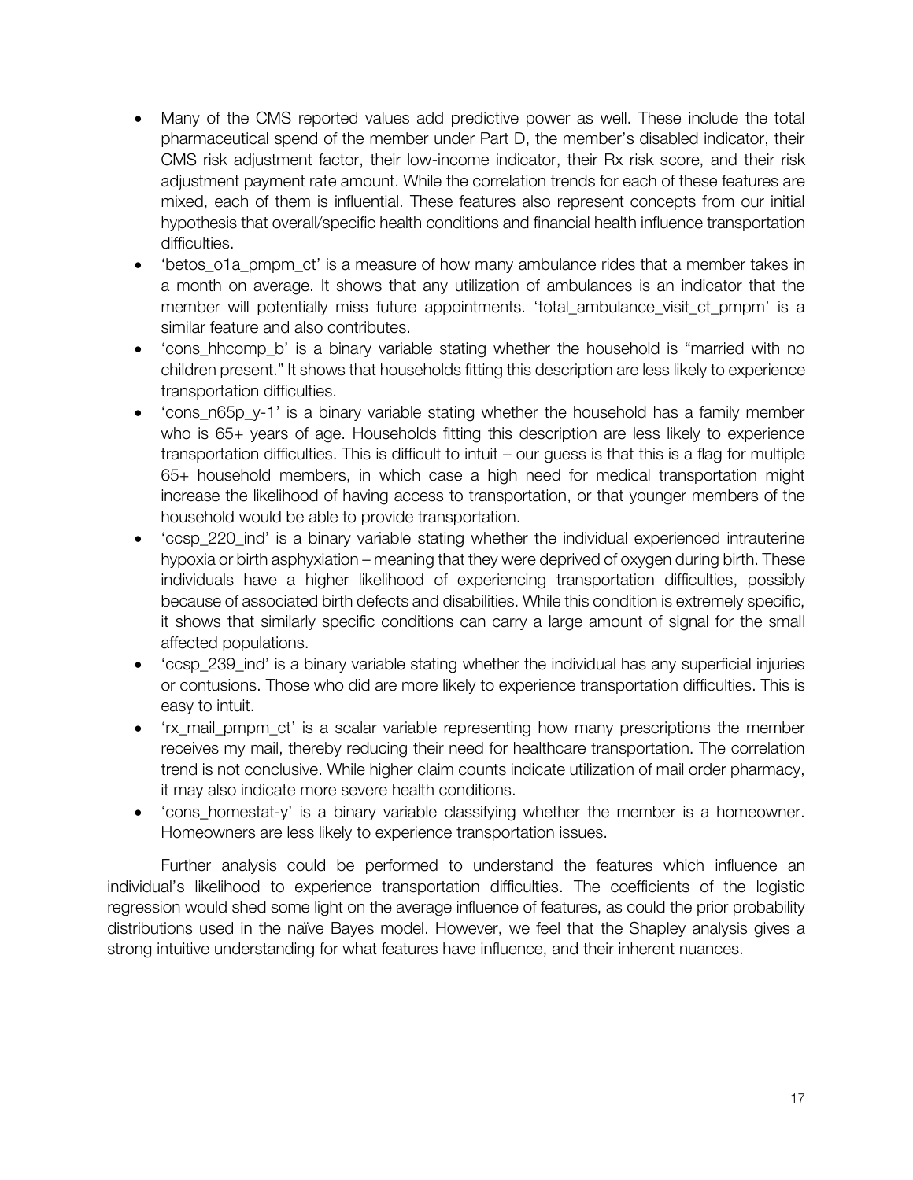- Many of the CMS reported values add predictive power as well. These include the total pharmaceutical spend of the member under Part D, the member's disabled indicator, their CMS risk adjustment factor, their low-income indicator, their Rx risk score, and their risk adjustment payment rate amount. While the correlation trends for each of these features are mixed, each of them is influential. These features also represent concepts from our initial hypothesis that overall/specific health conditions and financial health influence transportation difficulties.
- 'betos_o1a_pmpm_ct' is a measure of how many ambulance rides that a member takes in a month on average. It shows that any utilization of ambulances is an indicator that the member will potentially miss future appointments. 'total_ambulance_visit_ct_pmpm' is a similar feature and also contributes.
- 'cons_hhcomp_b' is a binary variable stating whether the household is "married with no children present." It shows that households fitting this description are less likely to experience transportation difficulties.
- 'cons_n65p_y-1' is a binary variable stating whether the household has a family member who is 65+ years of age. Households fitting this description are less likely to experience transportation difficulties. This is difficult to intuit – our guess is that this is a flag for multiple 65+ household members, in which case a high need for medical transportation might increase the likelihood of having access to transportation, or that younger members of the household would be able to provide transportation.
- 'ccsp_220_ind' is a binary variable stating whether the individual experienced intrauterine hypoxia or birth asphyxiation – meaning that they were deprived of oxygen during birth. These individuals have a higher likelihood of experiencing transportation difficulties, possibly because of associated birth defects and disabilities. While this condition is extremely specific, it shows that similarly specific conditions can carry a large amount of signal for the small affected populations.
- 'ccsp_239_ind' is a binary variable stating whether the individual has any superficial injuries or contusions. Those who did are more likely to experience transportation difficulties. This is easy to intuit.
- 'rx_mail_pmpm_ct' is a scalar variable representing how many prescriptions the member receives my mail, thereby reducing their need for healthcare transportation. The correlation trend is not conclusive. While higher claim counts indicate utilization of mail order pharmacy, it may also indicate more severe health conditions.
- 'cons_homestat-y' is a binary variable classifying whether the member is a homeowner. Homeowners are less likely to experience transportation issues.

Further analysis could be performed to understand the features which influence an individual's likelihood to experience transportation difficulties. The coefficients of the logistic regression would shed some light on the average influence of features, as could the prior probability distributions used in the naïve Bayes model. However, we feel that the Shapley analysis gives a strong intuitive understanding for what features have influence, and their inherent nuances.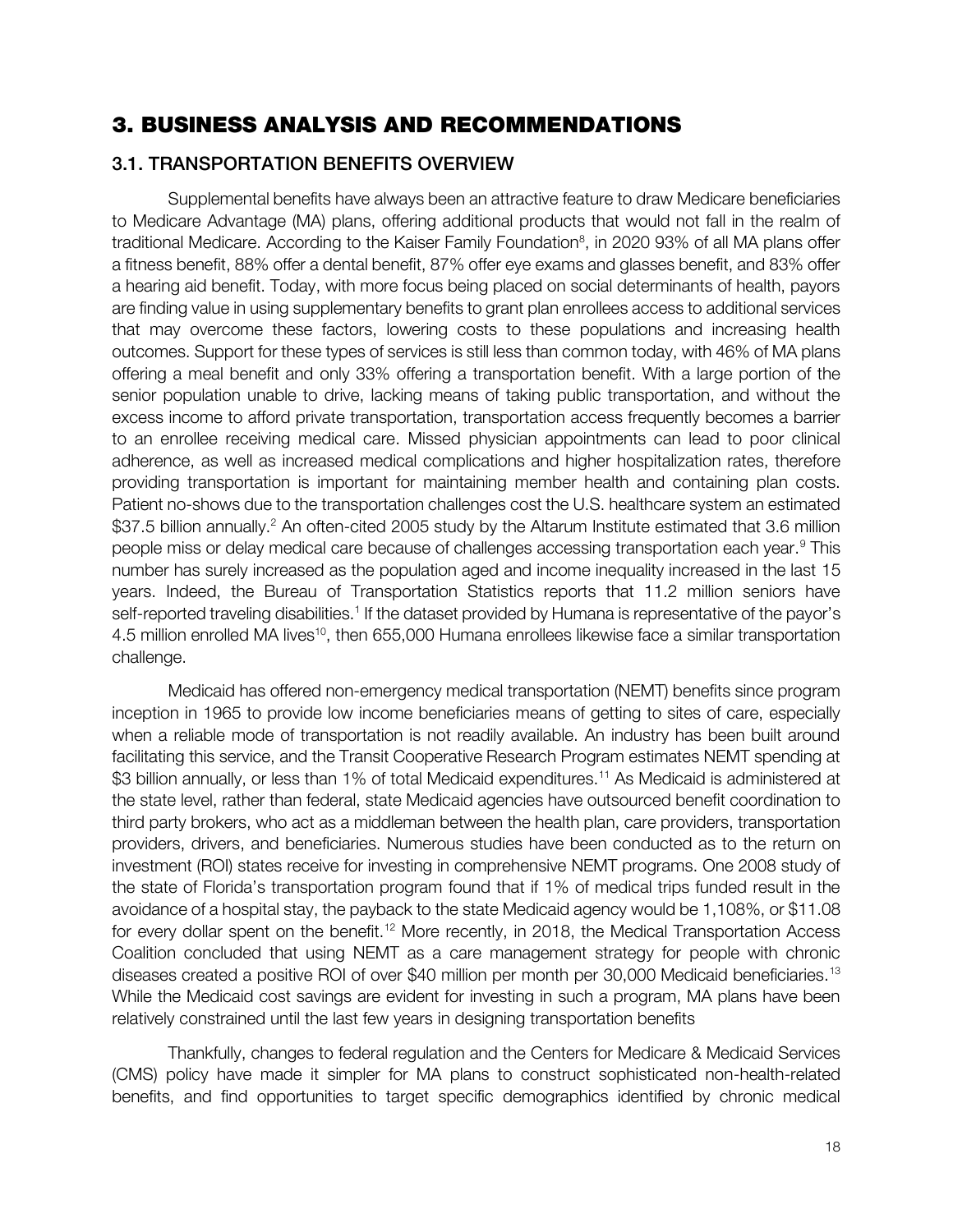# 3. BUSINESS ANALYSIS AND RECOMMENDATIONS

## 3.1. TRANSPORTATION BENEFITS OVERVIEW

Supplemental benefits have always been an attractive feature to draw Medicare beneficiaries to Medicare Advantage (MA) plans, offering additional products that would not fall in the realm of traditional Medicare. According to the Kaiser Family Foundation[8], in 2020 93% of all MA plans offer a fitness benefit, 88% offer a dental benefit, 87% offer eye exams and glasses benefit, and 83% offer a hearing aid benefit. Today, with more focus being placed on social determinants of health, payors are finding value in using supplementary benefits to grant plan enrollees access to additional services that may overcome these factors, lowering costs to these populations and increasing health outcomes. Support for these types of services is still less than common today, with 46% of MA plans offering a meal benefit and only 33% offering a transportation benefit. With a large portion of the senior population unable to drive, lacking means of taking public transportation, and without the excess income to afford private transportation, transportation access frequently becomes a barrier to an enrollee receiving medical care. Missed physician appointments can lead to poor clinical adherence, as well as increased medical complications and higher hospitalization rates, therefore providing transportation is important for maintaining member health and containing plan costs. Patient no-shows due to the transportation challenges cost the U.S. healthcare system an estimated \$37.5 billion annually.[2] An often-cited 2005 study by the Altarum Institute estimated that 3.6 million people miss or delay medical care because of challenges accessing transportation each year.[9] This number has surely increased as the population aged and income inequality increased in the last 15 years. Indeed, the Bureau of Transportation Statistics reports that 11.2 million seniors have self-reported traveling disabilities.[1] If the dataset provided by Humana is representative of the payor's 4.5 million enrolled MA lives[10], then 655,000 Humana enrollees likewise face a similar transportation challenge.

Medicaid has offered non-emergency medical transportation (NEMT) benefits since program inception in 1965 to provide low income beneficiaries means of getting to sites of care, especially when a reliable mode of transportation is not readily available. An industry has been built around facilitating this service, and the Transit Cooperative Research Program estimates NEMT spending at \$3 billion annually, or less than 1% of total Medicaid expenditures.[11] As Medicaid is administered at the state level, rather than federal, state Medicaid agencies have outsourced benefit coordination to third party brokers, who act as a middleman between the health plan, care providers, transportation providers, drivers, and beneficiaries. Numerous studies have been conducted as to the return on investment (ROI) states receive for investing in comprehensive NEMT programs. One 2008 study of the state of Florida's transportation program found that if 1% of medical trips funded result in the avoidance of a hospital stay, the payback to the state Medicaid agency would be 1,108%, or \$11.08 for every dollar spent on the benefit.[12] More recently, in 2018, the Medical Transportation Access Coalition concluded that using NEMT as a care management strategy for people with chronic diseases created a positive ROI of over \$40 million per month per 30,000 Medicaid beneficiaries.[13] While the Medicaid cost savings are evident for investing in such a program, MA plans have been relatively constrained until the last few years in designing transportation benefits

Thankfully, changes to federal regulation and the Centers for Medicare & Medicaid Services (CMS) policy have made it simpler for MA plans to construct sophisticated non-health-related benefits, and find opportunities to target specific demographics identified by chronic medical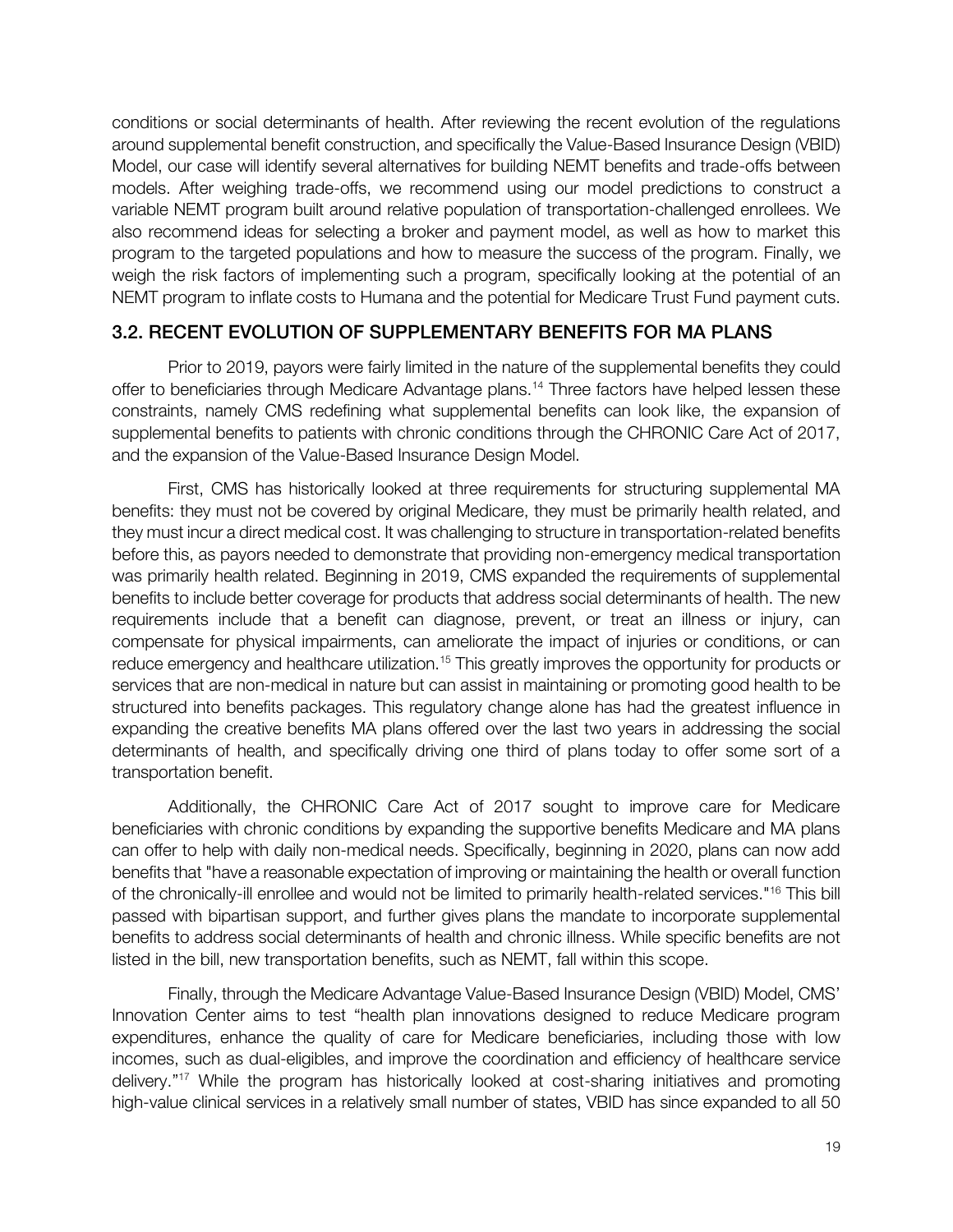conditions or social determinants of health. After reviewing the recent evolution of the regulations around supplemental benefit construction, and specifically the Value-Based Insurance Design (VBID) Model, our case will identify several alternatives for building NEMT benefits and trade-offs between models. After weighing trade-offs, we recommend using our model predictions to construct a variable NEMT program built around relative population of transportation-challenged enrollees. We also recommend ideas for selecting a broker and payment model, as well as how to market this program to the targeted populations and how to measure the success of the program. Finally, we weigh the risk factors of implementing such a program, specifically looking at the potential of an NEMT program to inflate costs to Humana and the potential for Medicare Trust Fund payment cuts.

## 3.2. RECENT EVOLUTION OF SUPPLEMENTARY BENEFITS FOR MA PLANS

Prior to 2019, payors were fairly limited in the nature of the supplemental benefits they could offer to beneficiaries through Medicare Advantage plans.[14] Three factors have helped lessen these constraints, namely CMS redefining what supplemental benefits can look like, the expansion of supplemental benefits to patients with chronic conditions through the CHRONIC Care Act of 2017, and the expansion of the Value-Based Insurance Design Model.

First, CMS has historically looked at three requirements for structuring supplemental MA benefits: they must not be covered by original Medicare, they must be primarily health related, and they must incur a direct medical cost. It was challenging to structure in transportation-related benefits before this, as payors needed to demonstrate that providing non-emergency medical transportation was primarily health related. Beginning in 2019, CMS expanded the requirements of supplemental benefits to include better coverage for products that address social determinants of health. The new requirements include that a benefit can diagnose, prevent, or treat an illness or injury, can compensate for physical impairments, can ameliorate the impact of injuries or conditions, or can reduce emergency and healthcare utilization.[15] This greatly improves the opportunity for products or services that are non-medical in nature but can assist in maintaining or promoting good health to be structured into benefits packages. This regulatory change alone has had the greatest influence in expanding the creative benefits MA plans offered over the last two years in addressing the social determinants of health, and specifically driving one third of plans today to offer some sort of a transportation benefit.

Additionally, the CHRONIC Care Act of 2017 sought to improve care for Medicare beneficiaries with chronic conditions by expanding the supportive benefits Medicare and MA plans can offer to help with daily non-medical needs. Specifically, beginning in 2020, plans can now add benefits that "have a reasonable expectation of improving or maintaining the health or overall function of the chronically-ill enrollee and would not be limited to primarily health-related services."[16] This bill passed with bipartisan support, and further gives plans the mandate to incorporate supplemental benefits to address social determinants of health and chronic illness. While specific benefits are not listed in the bill, new transportation benefits, such as NEMT, fall within this scope.

Finally, through the Medicare Advantage Value-Based Insurance Design (VBID) Model, CMS' Innovation Center aims to test "health plan innovations designed to reduce Medicare program expenditures, enhance the quality of care for Medicare beneficiaries, including those with low incomes, such as dual-eligibles, and improve the coordination and efficiency of healthcare service delivery."[17] While the program has historically looked at cost-sharing initiatives and promoting high-value clinical services in a relatively small number of states, VBID has since expanded to all 50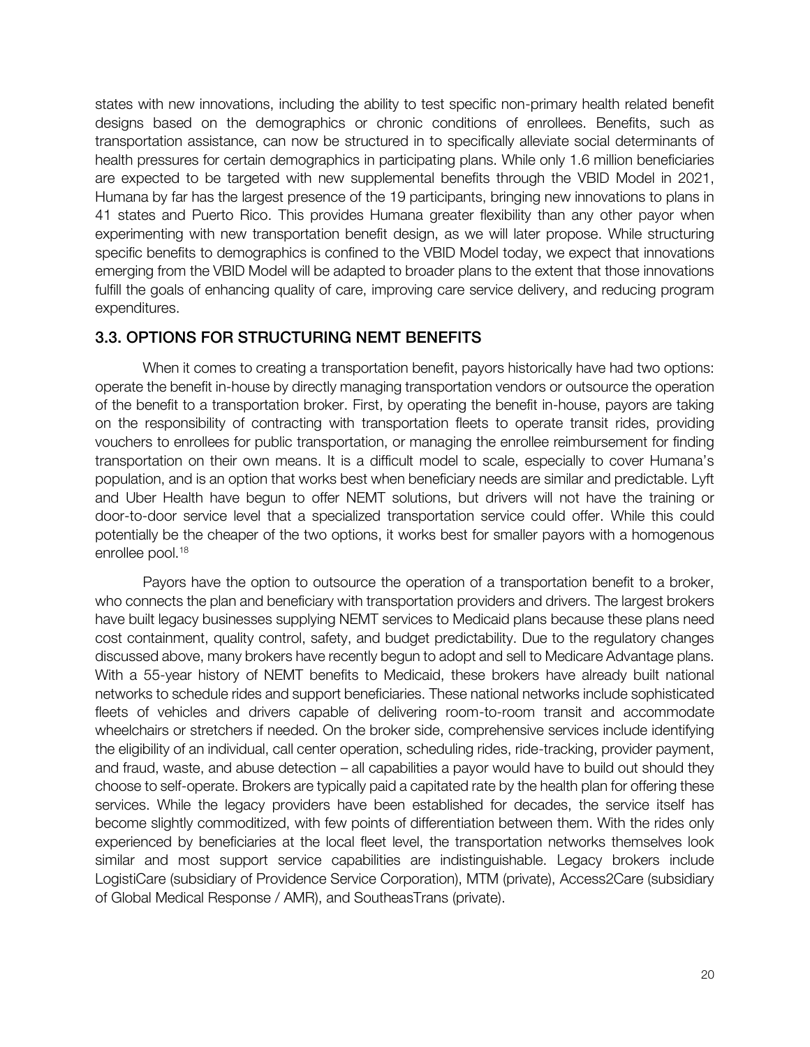states with new innovations, including the ability to test specific non-primary health related benefit designs based on the demographics or chronic conditions of enrollees. Benefits, such as transportation assistance, can now be structured in to specifically alleviate social determinants of health pressures for certain demographics in participating plans. While only 1.6 million beneficiaries are expected to be targeted with new supplemental benefits through the VBID Model in 2021, Humana by far has the largest presence of the 19 participants, bringing new innovations to plans in 41 states and Puerto Rico. This provides Humana greater flexibility than any other payor when experimenting with new transportation benefit design, as we will later propose. While structuring specific benefits to demographics is confined to the VBID Model today, we expect that innovations emerging from the VBID Model will be adapted to broader plans to the extent that those innovations fulfill the goals of enhancing quality of care, improving care service delivery, and reducing program expenditures.

### 3.3. OPTIONS FOR STRUCTURING NEMT BENEFITS

When it comes to creating a transportation benefit, payors historically have had two options: operate the benefit in-house by directly managing transportation vendors or outsource the operation of the benefit to a transportation broker. First, by operating the benefit in-house, payors are taking on the responsibility of contracting with transportation fleets to operate transit rides, providing vouchers to enrollees for public transportation, or managing the enrollee reimbursement for finding transportation on their own means. It is a difficult model to scale, especially to cover Humana's population, and is an option that works best when beneficiary needs are similar and predictable. Lyft and Uber Health have begun to offer NEMT solutions, but drivers will not have the training or door-to-door service level that a specialized transportation service could offer. While this could potentially be the cheaper of the two options, it works best for smaller payors with a homogenous enrollee pool.[18]

Payors have the option to outsource the operation of a transportation benefit to a broker, who connects the plan and beneficiary with transportation providers and drivers. The largest brokers have built legacy businesses supplying NEMT services to Medicaid plans because these plans need cost containment, quality control, safety, and budget predictability. Due to the regulatory changes discussed above, many brokers have recently begun to adopt and sell to Medicare Advantage plans. With a 55-year history of NEMT benefits to Medicaid, these brokers have already built national networks to schedule rides and support beneficiaries. These national networks include sophisticated fleets of vehicles and drivers capable of delivering room-to-room transit and accommodate wheelchairs or stretchers if needed. On the broker side, comprehensive services include identifying the eligibility of an individual, call center operation, scheduling rides, ride-tracking, provider payment, and fraud, waste, and abuse detection – all capabilities a payor would have to build out should they choose to self-operate. Brokers are typically paid a capitated rate by the health plan for offering these services. While the legacy providers have been established for decades, the service itself has become slightly commoditized, with few points of differentiation between them. With the rides only experienced by beneficiaries at the local fleet level, the transportation networks themselves look similar and most support service capabilities are indistinguishable. Legacy brokers include LogistiCare (subsidiary of Providence Service Corporation), MTM (private), Access2Care (subsidiary of Global Medical Response / AMR), and SoutheasTrans (private).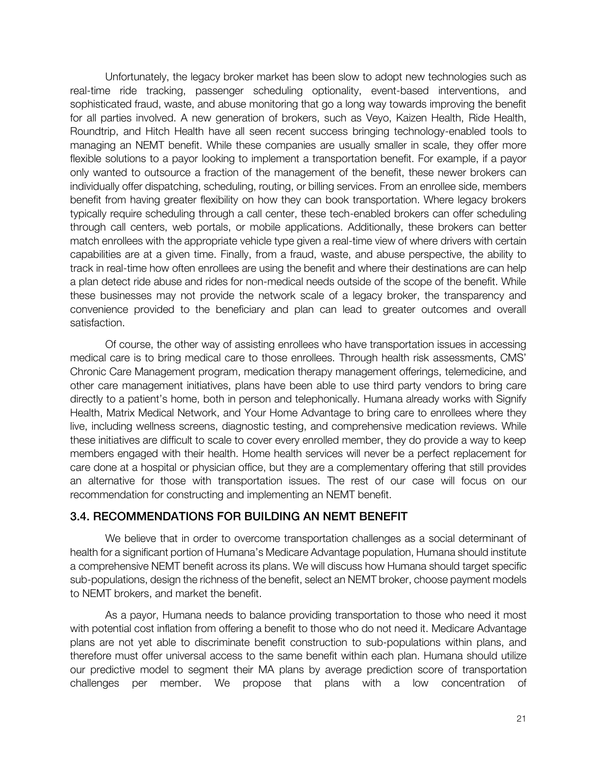Unfortunately, the legacy broker market has been slow to adopt new technologies such as real-time ride tracking, passenger scheduling optionality, event-based interventions, and sophisticated fraud, waste, and abuse monitoring that go a long way towards improving the benefit for all parties involved. A new generation of brokers, such as Veyo, Kaizen Health, Ride Health, Roundtrip, and Hitch Health have all seen recent success bringing technology-enabled tools to managing an NEMT benefit. While these companies are usually smaller in scale, they offer more flexible solutions to a payor looking to implement a transportation benefit. For example, if a payor only wanted to outsource a fraction of the management of the benefit, these newer brokers can individually offer dispatching, scheduling, routing, or billing services. From an enrollee side, members benefit from having greater flexibility on how they can book transportation. Where legacy brokers typically require scheduling through a call center, these tech-enabled brokers can offer scheduling through call centers, web portals, or mobile applications. Additionally, these brokers can better match enrollees with the appropriate vehicle type given a real-time view of where drivers with certain capabilities are at a given time. Finally, from a fraud, waste, and abuse perspective, the ability to track in real-time how often enrollees are using the benefit and where their destinations are can help a plan detect ride abuse and rides for non-medical needs outside of the scope of the benefit. While these businesses may not provide the network scale of a legacy broker, the transparency and convenience provided to the beneficiary and plan can lead to greater outcomes and overall satisfaction.

Of course, the other way of assisting enrollees who have transportation issues in accessing medical care is to bring medical care to those enrollees. Through health risk assessments, CMS' Chronic Care Management program, medication therapy management offerings, telemedicine, and other care management initiatives, plans have been able to use third party vendors to bring care directly to a patient's home, both in person and telephonically. Humana already works with Signify Health, Matrix Medical Network, and Your Home Advantage to bring care to enrollees where they live, including wellness screens, diagnostic testing, and comprehensive medication reviews. While these initiatives are difficult to scale to cover every enrolled member, they do provide a way to keep members engaged with their health. Home health services will never be a perfect replacement for care done at a hospital or physician office, but they are a complementary offering that still provides an alternative for those with transportation issues. The rest of our case will focus on our recommendation for constructing and implementing an NEMT benefit.

## 3.4. RECOMMENDATIONS FOR BUILDING AN NEMT BENEFIT

We believe that in order to overcome transportation challenges as a social determinant of health for a significant portion of Humana's Medicare Advantage population, Humana should institute a comprehensive NEMT benefit across its plans. We will discuss how Humana should target specific sub-populations, design the richness of the benefit, select an NEMT broker, choose payment models to NEMT brokers, and market the benefit.

As a payor, Humana needs to balance providing transportation to those who need it most with potential cost inflation from offering a benefit to those who do not need it. Medicare Advantage plans are not yet able to discriminate benefit construction to sub-populations within plans, and therefore must offer universal access to the same benefit within each plan. Humana should utilize our predictive model to segment their MA plans by average prediction score of transportation challenges per member. We propose that plans with a low concentration of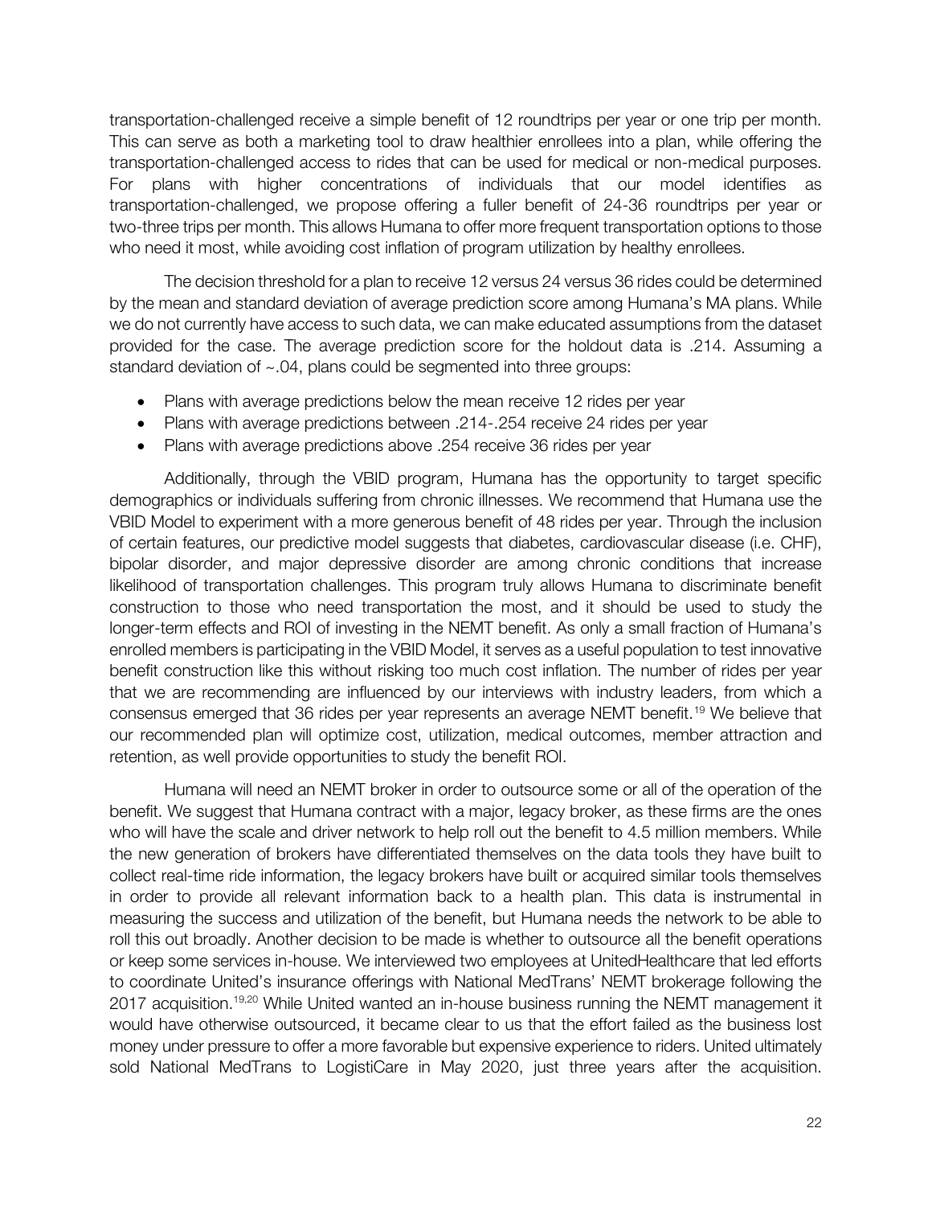transportation-challenged receive a simple benefit of 12 roundtrips per year or one trip per month. This can serve as both a marketing tool to draw healthier enrollees into a plan, while offering the transportation-challenged access to rides that can be used for medical or non-medical purposes. For plans with higher concentrations of individuals that our model identifies as transportation-challenged, we propose offering a fuller benefit of 24-36 roundtrips per year or two-three trips per month. This allows Humana to offer more frequent transportation options to those who need it most, while avoiding cost inflation of program utilization by healthy enrollees.

The decision threshold for a plan to receive 12 versus 24 versus 36 rides could be determined by the mean and standard deviation of average prediction score among Humana's MA plans. While we do not currently have access to such data, we can make educated assumptions from the dataset provided for the case. The average prediction score for the holdout data is .214. Assuming a standard deviation of ~.04, plans could be segmented into three groups:

- Plans with average predictions below the mean receive 12 rides per year
- Plans with average predictions between .214-.254 receive 24 rides per year
- Plans with average predictions above .254 receive 36 rides per year

Additionally, through the VBID program, Humana has the opportunity to target specific demographics or individuals suffering from chronic illnesses. We recommend that Humana use the VBID Model to experiment with a more generous benefit of 48 rides per year. Through the inclusion of certain features, our predictive model suggests that diabetes, cardiovascular disease (i.e. CHF), bipolar disorder, and major depressive disorder are among chronic conditions that increase likelihood of transportation challenges. This program truly allows Humana to discriminate benefit construction to those who need transportation the most, and it should be used to study the longer-term effects and ROI of investing in the NEMT benefit. As only a small fraction of Humana's enrolled members is participating in the VBID Model, it serves as a useful population to test innovative benefit construction like this without risking too much cost inflation. The number of rides per year that we are recommending are influenced by our interviews with industry leaders, from which a consensus emerged that 36 rides per year represents an average NEMT benefit.[19] We believe that our recommended plan will optimize cost, utilization, medical outcomes, member attraction and retention, as well provide opportunities to study the benefit ROI.

Humana will need an NEMT broker in order to outsource some or all of the operation of the benefit. We suggest that Humana contract with a major, legacy broker, as these firms are the ones who will have the scale and driver network to help roll out the benefit to 4.5 million members. While the new generation of brokers have differentiated themselves on the data tools they have built to collect real-time ride information, the legacy brokers have built or acquired similar tools themselves in order to provide all relevant information back to a health plan. This data is instrumental in measuring the success and utilization of the benefit, but Humana needs the network to be able to roll this out broadly. Another decision to be made is whether to outsource all the benefit operations or keep some services in-house. We interviewed two employees at UnitedHealthcare that led efforts to coordinate United's insurance offerings with National MedTrans' NEMT brokerage following the 2017 acquisition.[19,20] While United wanted an in-house business running the NEMT management it would have otherwise outsourced, it became clear to us that the effort failed as the business lost money under pressure to offer a more favorable but expensive experience to riders. United ultimately sold National MedTrans to LogistiCare in May 2020, just three years after the acquisition.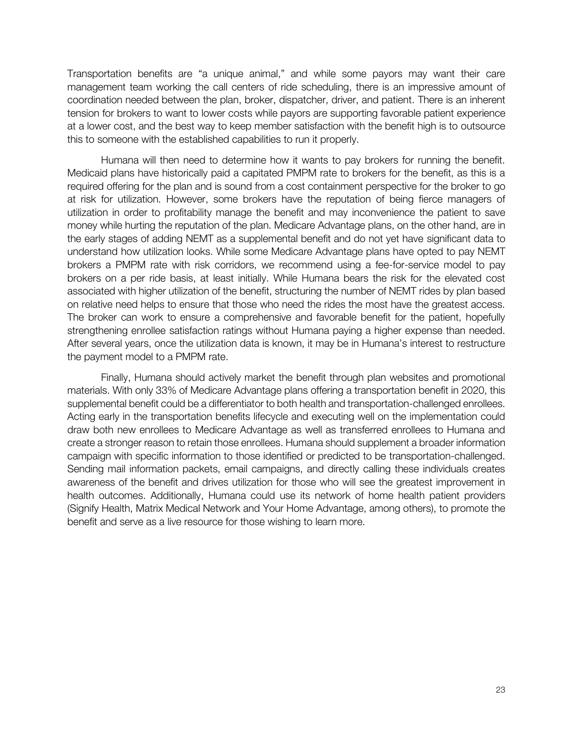Transportation benefits are "a unique animal," and while some payors may want their care management team working the call centers of ride scheduling, there is an impressive amount of coordination needed between the plan, broker, dispatcher, driver, and patient. There is an inherent tension for brokers to want to lower costs while payors are supporting favorable patient experience at a lower cost, and the best way to keep member satisfaction with the benefit high is to outsource this to someone with the established capabilities to run it properly.

Humana will then need to determine how it wants to pay brokers for running the benefit. Medicaid plans have historically paid a capitated PMPM rate to brokers for the benefit, as this is a required offering for the plan and is sound from a cost containment perspective for the broker to go at risk for utilization. However, some brokers have the reputation of being fierce managers of utilization in order to profitability manage the benefit and may inconvenience the patient to save money while hurting the reputation of the plan. Medicare Advantage plans, on the other hand, are in the early stages of adding NEMT as a supplemental benefit and do not yet have significant data to understand how utilization looks. While some Medicare Advantage plans have opted to pay NEMT brokers a PMPM rate with risk corridors, we recommend using a fee-for-service model to pay brokers on a per ride basis, at least initially. While Humana bears the risk for the elevated cost associated with higher utilization of the benefit, structuring the number of NEMT rides by plan based on relative need helps to ensure that those who need the rides the most have the greatest access. The broker can work to ensure a comprehensive and favorable benefit for the patient, hopefully strengthening enrollee satisfaction ratings without Humana paying a higher expense than needed. After several years, once the utilization data is known, it may be in Humana's interest to restructure the payment model to a PMPM rate.

Finally, Humana should actively market the benefit through plan websites and promotional materials. With only 33% of Medicare Advantage plans offering a transportation benefit in 2020, this supplemental benefit could be a differentiator to both health and transportation-challenged enrollees. Acting early in the transportation benefits lifecycle and executing well on the implementation could draw both new enrollees to Medicare Advantage as well as transferred enrollees to Humana and create a stronger reason to retain those enrollees. Humana should supplement a broader information campaign with specific information to those identified or predicted to be transportation-challenged. Sending mail information packets, email campaigns, and directly calling these individuals creates awareness of the benefit and drives utilization for those who will see the greatest improvement in health outcomes. Additionally, Humana could use its network of home health patient providers (Signify Health, Matrix Medical Network and Your Home Advantage, among others), to promote the benefit and serve as a live resource for those wishing to learn more.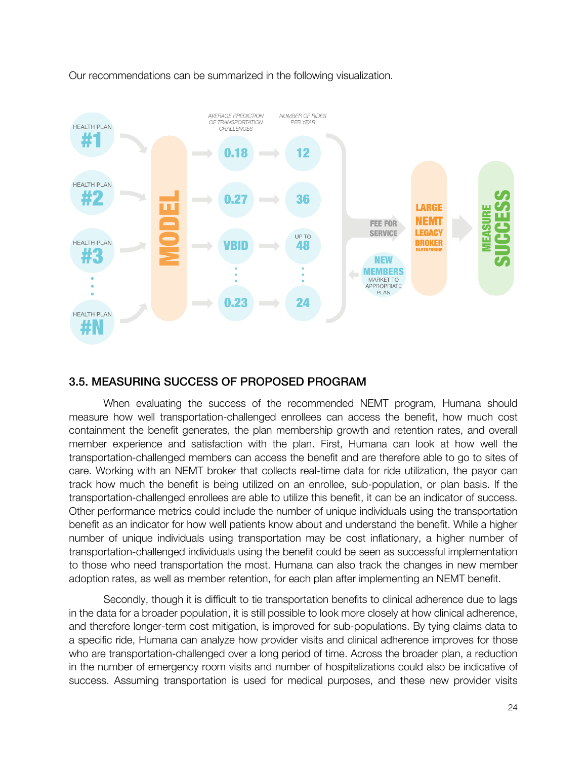Our recommendations can be summarized in the following visualization.

## 3.5. MEASURING SUCCESS OF PROPOSED PROGRAM

When evaluating the success of the recommended NEMT program, Humana should measure how well transportation-challenged enrollees can access the benefit, how much cost containment the benefit generates, the plan membership growth and retention rates, and overall member experience and satisfaction with the plan. First, Humana can look at how well the transportation-challenged members can access the benefit and are therefore able to go to sites of care. Working with an NEMT broker that collects real-time data for ride utilization, the payor can track how much the benefit is being utilized on an enrollee, sub-population, or plan basis. If the transportation-challenged enrollees are able to utilize this benefit, it can be an indicator of success. Other performance metrics could include the number of unique individuals using the transportation benefit as an indicator for how well patients know about and understand the benefit. While a higher number of unique individuals using transportation may be cost inflationary, a higher number of transportation-challenged individuals using the benefit could be seen as successful implementation to those who need transportation the most. Humana can also track the changes in new member adoption rates, as well as member retention, for each plan after implementing an NEMT benefit.

Secondly, though it is difficult to tie transportation benefits to clinical adherence due to lags in the data for a broader population, it is still possible to look more closely at how clinical adherence, and therefore longer-term cost mitigation, is improved for sub-populations. By tying claims data to a specific ride, Humana can analyze how provider visits and clinical adherence improves for those who are transportation-challenged over a long period of time. Across the broader plan, a reduction in the number of emergency room visits and number of hospitalizations could also be indicative of success. Assuming transportation is used for medical purposes, and these new provider visits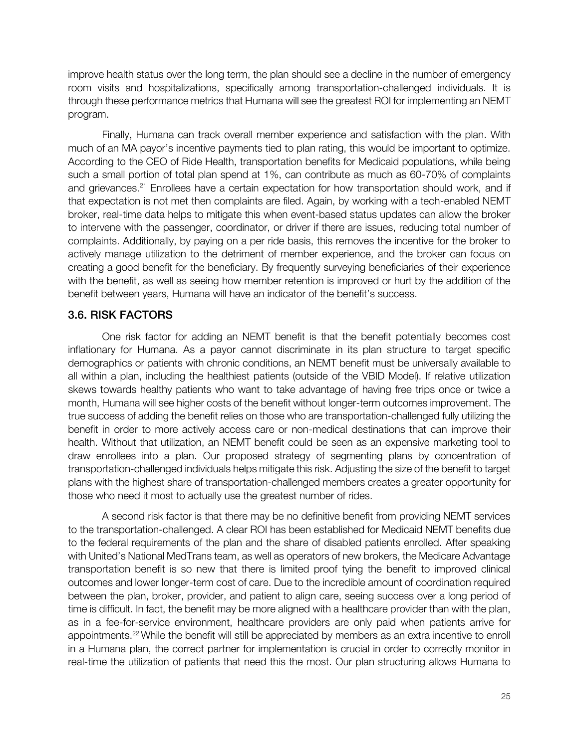improve health status over the long term, the plan should see a decline in the number of emergency room visits and hospitalizations, specifically among transportation-challenged individuals. It is through these performance metrics that Humana will see the greatest ROI for implementing an NEMT program.

Finally, Humana can track overall member experience and satisfaction with the plan. With much of an MA payor's incentive payments tied to plan rating, this would be important to optimize. According to the CEO of Ride Health, transportation benefits for Medicaid populations, while being such a small portion of total plan spend at 1%, can contribute as much as 60-70% of complaints and grievances.[21] Enrollees have a certain expectation for how transportation should work, and if that expectation is not met then complaints are filed. Again, by working with a tech-enabled NEMT broker, real-time data helps to mitigate this when event-based status updates can allow the broker to intervene with the passenger, coordinator, or driver if there are issues, reducing total number of complaints. Additionally, by paying on a per ride basis, this removes the incentive for the broker to actively manage utilization to the detriment of member experience, and the broker can focus on creating a good benefit for the beneficiary. By frequently surveying beneficiaries of their experience with the benefit, as well as seeing how member retention is improved or hurt by the addition of the benefit between years, Humana will have an indicator of the benefit's success.

## 3.6. RISK FACTORS

One risk factor for adding an NEMT benefit is that the benefit potentially becomes cost inflationary for Humana. As a payor cannot discriminate in its plan structure to target specific demographics or patients with chronic conditions, an NEMT benefit must be universally available to all within a plan, including the healthiest patients (outside of the VBID Model). If relative utilization skews towards healthy patients who want to take advantage of having free trips once or twice a month, Humana will see higher costs of the benefit without longer-term outcomes improvement. The true success of adding the benefit relies on those who are transportation-challenged fully utilizing the benefit in order to more actively access care or non-medical destinations that can improve their health. Without that utilization, an NEMT benefit could be seen as an expensive marketing tool to draw enrollees into a plan. Our proposed strategy of segmenting plans by concentration of transportation-challenged individuals helps mitigate this risk. Adjusting the size of the benefit to target plans with the highest share of transportation-challenged members creates a greater opportunity for those who need it most to actually use the greatest number of rides.

A second risk factor is that there may be no definitive benefit from providing NEMT services to the transportation-challenged. A clear ROI has been established for Medicaid NEMT benefits due to the federal requirements of the plan and the share of disabled patients enrolled. After speaking with United's National MedTrans team, as well as operators of new brokers, the Medicare Advantage transportation benefit is so new that there is limited proof tying the benefit to improved clinical outcomes and lower longer-term cost of care. Due to the incredible amount of coordination required between the plan, broker, provider, and patient to align care, seeing success over a long period of time is difficult. In fact, the benefit may be more aligned with a healthcare provider than with the plan, as in a fee-for-service environment, healthcare providers are only paid when patients arrive for appointments.[22] While the benefit will still be appreciated by members as an extra incentive to enroll in a Humana plan, the correct partner for implementation is crucial in order to correctly monitor in real-time the utilization of patients that need this the most. Our plan structuring allows Humana to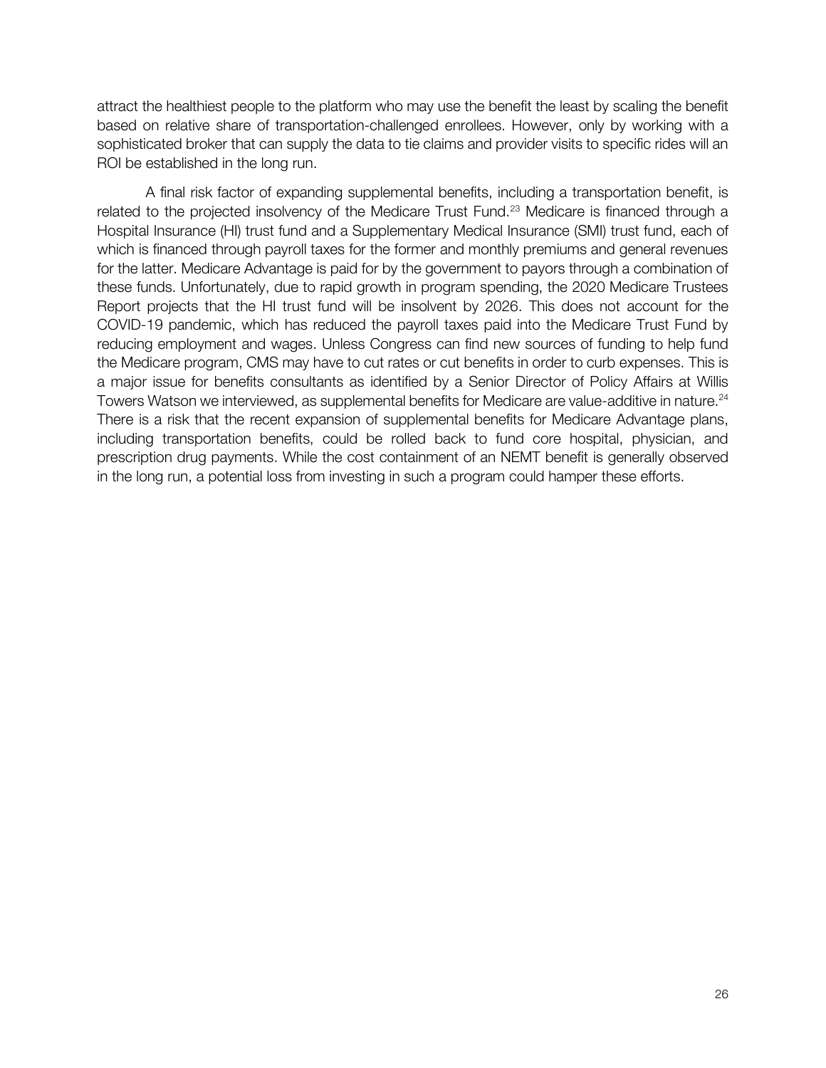attract the healthiest people to the platform who may use the benefit the least by scaling the benefit based on relative share of transportation-challenged enrollees. However, only by working with a sophisticated broker that can supply the data to tie claims and provider visits to specific rides will an ROI be established in the long run.

A final risk factor of expanding supplemental benefits, including a transportation benefit, is related to the projected insolvency of the Medicare Trust Fund.[23] Medicare is financed through a Hospital Insurance (HI) trust fund and a Supplementary Medical Insurance (SMI) trust fund, each of which is financed through payroll taxes for the former and monthly premiums and general revenues for the latter. Medicare Advantage is paid for by the government to payors through a combination of these funds. Unfortunately, due to rapid growth in program spending, the 2020 Medicare Trustees Report projects that the HI trust fund will be insolvent by 2026. This does not account for the COVID-19 pandemic, which has reduced the payroll taxes paid into the Medicare Trust Fund by reducing employment and wages. Unless Congress can find new sources of funding to help fund the Medicare program, CMS may have to cut rates or cut benefits in order to curb expenses. This is a major issue for benefits consultants as identified by a Senior Director of Policy Affairs at Willis Towers Watson we interviewed, as supplemental benefits for Medicare are value-additive in nature.[24] There is a risk that the recent expansion of supplemental benefits for Medicare Advantage plans, including transportation benefits, could be rolled back to fund core hospital, physician, and prescription drug payments. While the cost containment of an NEMT benefit is generally observed in the long run, a potential loss from investing in such a program could hamper these efforts.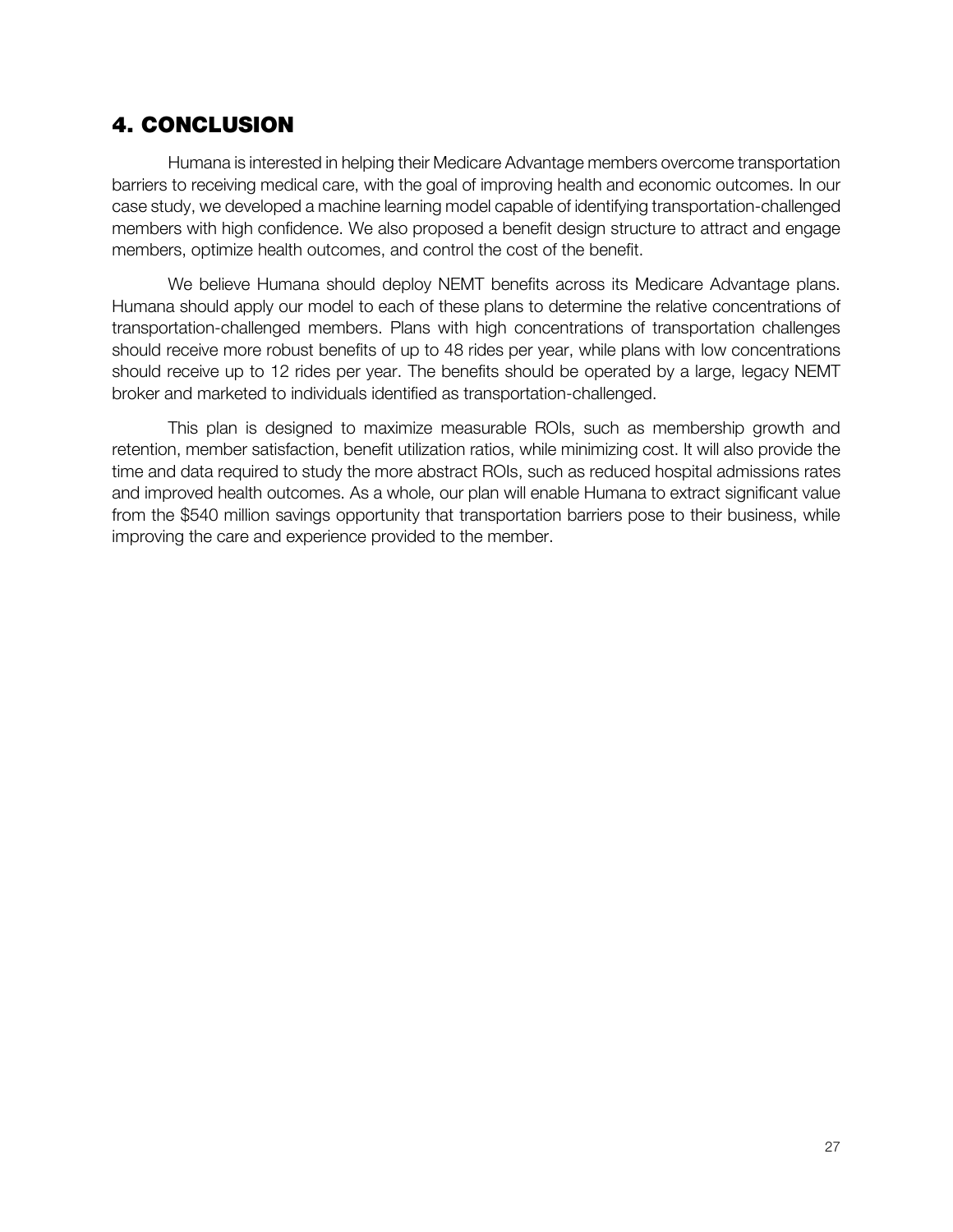## 4. CONCLUSION

Humana is interested in helping their Medicare Advantage members overcome transportation barriers to receiving medical care, with the goal of improving health and economic outcomes. In our case study, we developed a machine learning model capable of identifying transportation-challenged members with high confidence. We also proposed a benefit design structure to attract and engage members, optimize health outcomes, and control the cost of the benefit.

We believe Humana should deploy NEMT benefits across its Medicare Advantage plans. Humana should apply our model to each of these plans to determine the relative concentrations of transportation-challenged members. Plans with high concentrations of transportation challenges should receive more robust benefits of up to 48 rides per year, while plans with low concentrations should receive up to 12 rides per year. The benefits should be operated by a large, legacy NEMT broker and marketed to individuals identified as transportation-challenged.

This plan is designed to maximize measurable ROIs, such as membership growth and retention, member satisfaction, benefit utilization ratios, while minimizing cost. It will also provide the time and data required to study the more abstract ROIs, such as reduced hospital admissions rates and improved health outcomes. As a whole, our plan will enable Humana to extract significant value from the $540 million savings opportunity that transportation barriers pose to their business, while improving the care and experience provided to the member.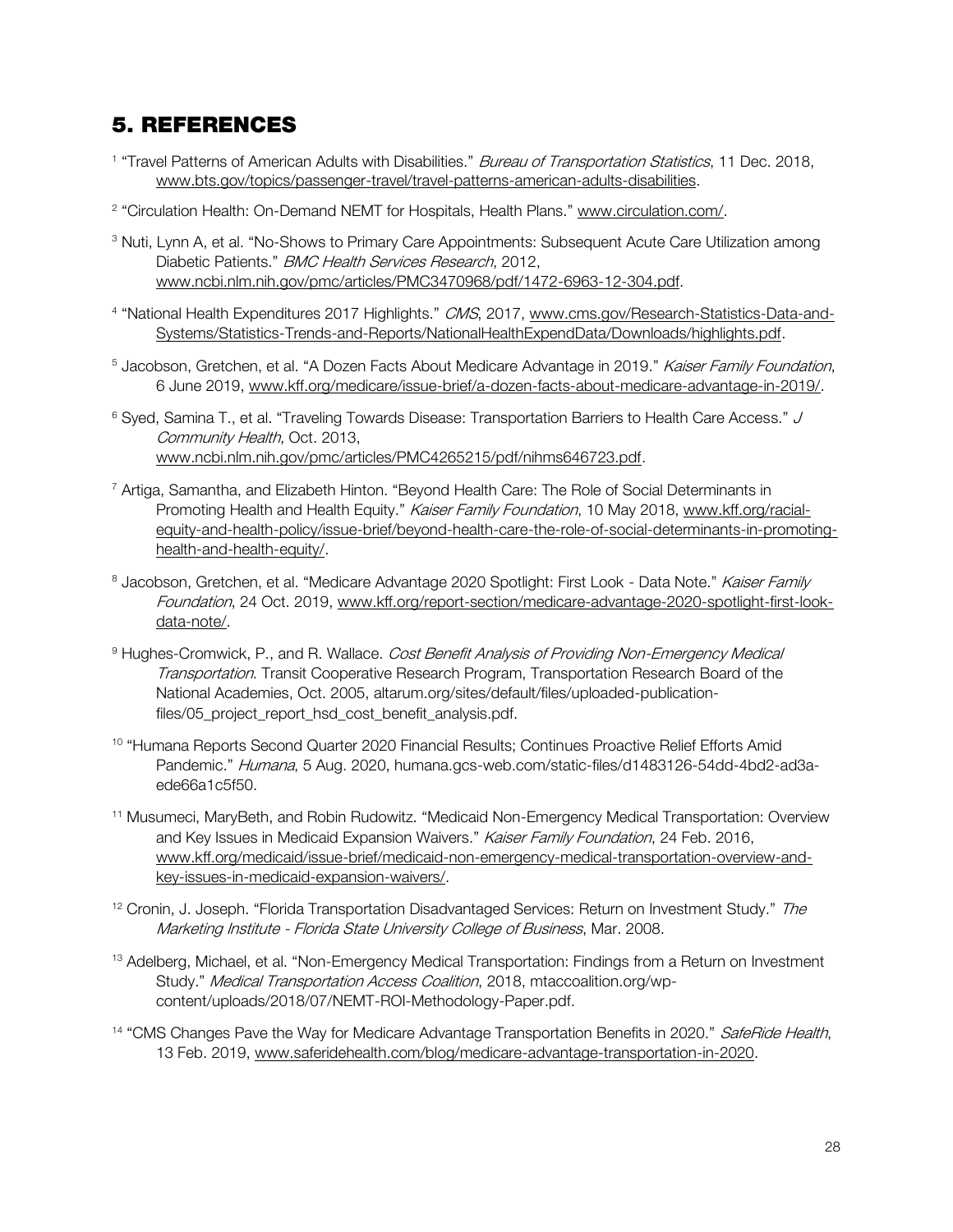## 5. REFERENCES

[1] "Travel Patterns of American Adults with Disabilities." *Bureau of Transportation Statistics*, 11 Dec. 2018, www.bts.gov/topics/passenger-travel/travel-patterns-american-adults-disabilities.

[2] "Circulation Health: On-Demand NEMT for Hospitals, Health Plans." www.circulation.com/.

[3] Nuti, Lynn A, et al. "No-Shows to Primary Care Appointments: Subsequent Acute Care Utilization among Diabetic Patients." *BMC Health Services Research*, 2012, www.ncbi.nlm.nih.gov/pmc/articles/PMC3470968/pdf/1472-6963-12-304.pdf.

[4] "National Health Expenditures 2017 Highlights." *CMS*, 2017, www.cms.gov/Research-Statistics-Data-and-Systems/Statistics-Trends-and-Reports/NationalHealthExpendData/Downloads/highlights.pdf.

[5] Jacobson, Gretchen, et al. "A Dozen Facts About Medicare Advantage in 2019." *Kaiser Family Foundation*, 6 June 2019, www.kff.org/medicare/issue-brief/a-dozen-facts-about-medicare-advantage-in-2019/.

[6] Syed, Samina T., et al. "Traveling Towards Disease: Transportation Barriers to Health Care Access." *J Community Health*, Oct. 2013, www.ncbi.nlm.nih.gov/pmc/articles/PMC4265215/pdf/nihms646723.pdf.

[7] Artiga, Samantha, and Elizabeth Hinton. "Beyond Health Care: The Role of Social Determinants in Promoting Health and Health Equity." *Kaiser Family Foundation*, 10 May 2018, www.kff.org/racial-equity-and-health-policy/issue-brief/beyond-health-care-the-role-of-social-determinants-in-promoting-health-and-health-equity/.

[8] Jacobson, Gretchen, et al. "Medicare Advantage 2020 Spotlight: First Look - Data Note." *Kaiser Family Foundation*, 24 Oct. 2019, www.kff.org/report-section/medicare-advantage-2020-spotlight-first-look-data-note/.

[9] Hughes-Cromwick, P., and R. Wallace. *Cost Benefit Analysis of Providing Non-Emergency Medical Transportation*. Transit Cooperative Research Program, Transportation Research Board of the National Academies, Oct. 2005, altarum.org/sites/default/files/uploaded-publication-files/05_project_report_hsd_cost_benefit_analysis.pdf.

[10] "Humana Reports Second Quarter 2020 Financial Results; Continues Proactive Relief Efforts Amid Pandemic." *Humana*, 5 Aug. 2020, humana.gcs-web.com/static-files/d1483126-54dd-4bd2-ad3a-ede66a1c5f50.

[11] Musumeci, MaryBeth, and Robin Rudowitz. "Medicaid Non-Emergency Medical Transportation: Overview and Key Issues in Medicaid Expansion Waivers." *Kaiser Family Foundation*, 24 Feb. 2016, www.kff.org/medicaid/issue-brief/medicaid-non-emergency-medical-transportation-overview-and-key-issues-in-medicaid-expansion-waivers/.

[12] Cronin, J. Joseph. "Florida Transportation Disadvantaged Services: Return on Investment Study." *The Marketing Institute - Florida State University College of Business*, Mar. 2008.

[13] Adelberg, Michael, et al. "Non-Emergency Medical Transportation: Findings from a Return on Investment Study." *Medical Transportation Access Coalition*, 2018, mtaccoalition.org/wp-content/uploads/2018/07/NEMT-ROI-Methodology-Paper.pdf.

[14] "CMS Changes Pave the Way for Medicare Advantage Transportation Benefits in 2020." *SafeRide Health*, 13 Feb. 2019, www.saferidehealth.com/blog/medicare-advantage-transportation-in-2020.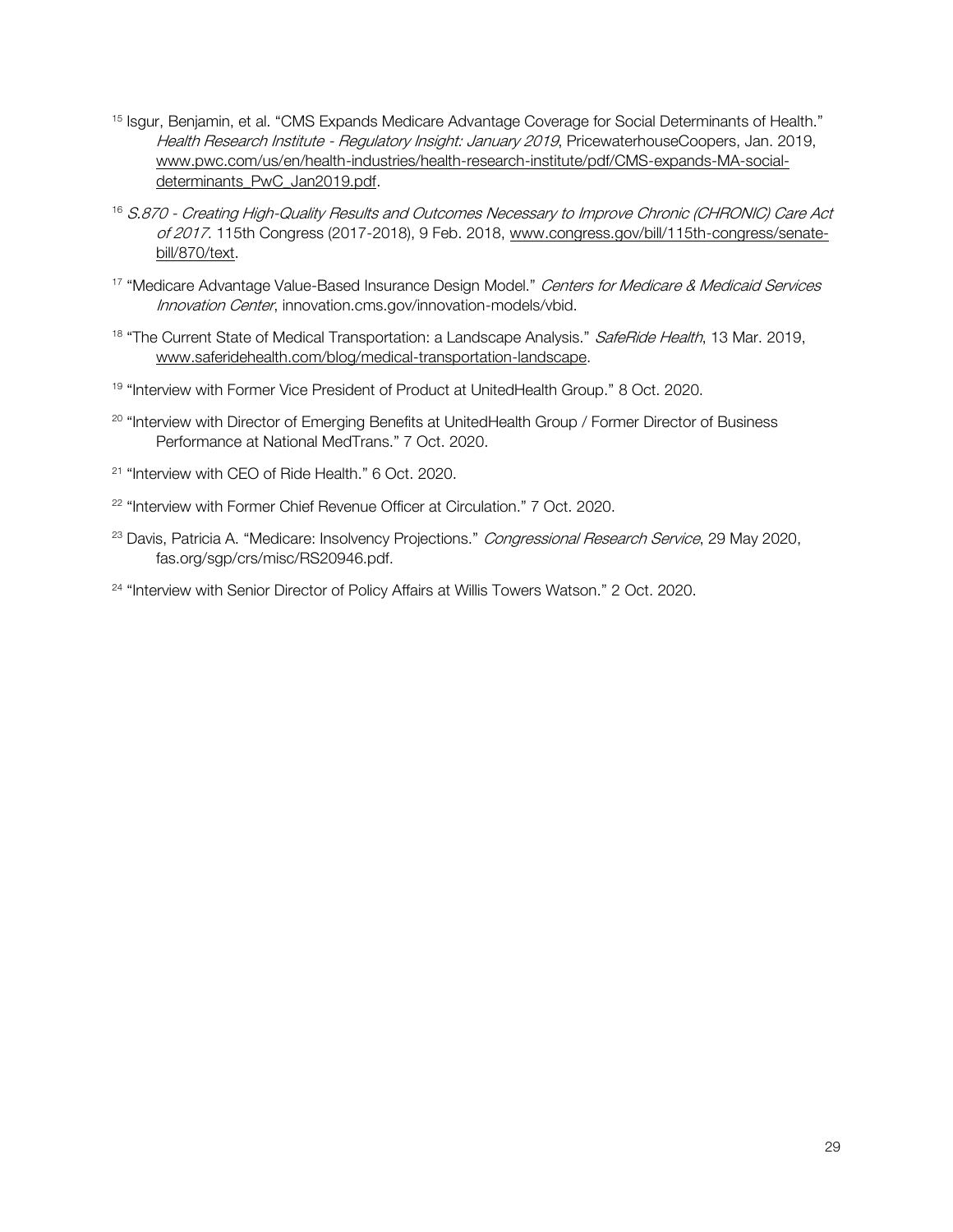[15] Isgur, Benjamin, et al. "CMS Expands Medicare Advantage Coverage for Social Determinants of Health." *Health Research Institute - Regulatory Insight: January 2019*, PricewaterhouseCoopers, Jan. 2019, www.pwc.com/us/en/health-industries/health-research-institute/pdf/CMS-expands-MA-social-determinants_PwC_Jan2019.pdf.

[16] *S.870 - Creating High-Quality Results and Outcomes Necessary to Improve Chronic (CHRONIC) Care Act of 2017*. 115th Congress (2017-2018), 9 Feb. 2018, www.congress.gov/bill/115th-congress/senate-bill/870/text.

[17] "Medicare Advantage Value-Based Insurance Design Model." *Centers for Medicare & Medicaid Services Innovation Center*, innovation.cms.gov/innovation-models/vbid.

[18] "The Current State of Medical Transportation: a Landscape Analysis." *SafeRide Health*, 13 Mar. 2019, www.saferidehealth.com/blog/medical-transportation-landscape.

[19] "Interview with Former Vice President of Product at UnitedHealth Group." 8 Oct. 2020.

[20] "Interview with Director of Emerging Benefits at UnitedHealth Group / Former Director of Business Performance at National MedTrans." 7 Oct. 2020.

[21] "Interview with CEO of Ride Health." 6 Oct. 2020.

[22] "Interview with Former Chief Revenue Officer at Circulation." 7 Oct. 2020.

[23] Davis, Patricia A. "Medicare: Insolvency Projections." *Congressional Research Service*, 29 May 2020, fas.org/sgp/crs/misc/RS20946.pdf.

[24] "Interview with Senior Director of Policy Affairs at Willis Towers Watson." 2 Oct. 2020.